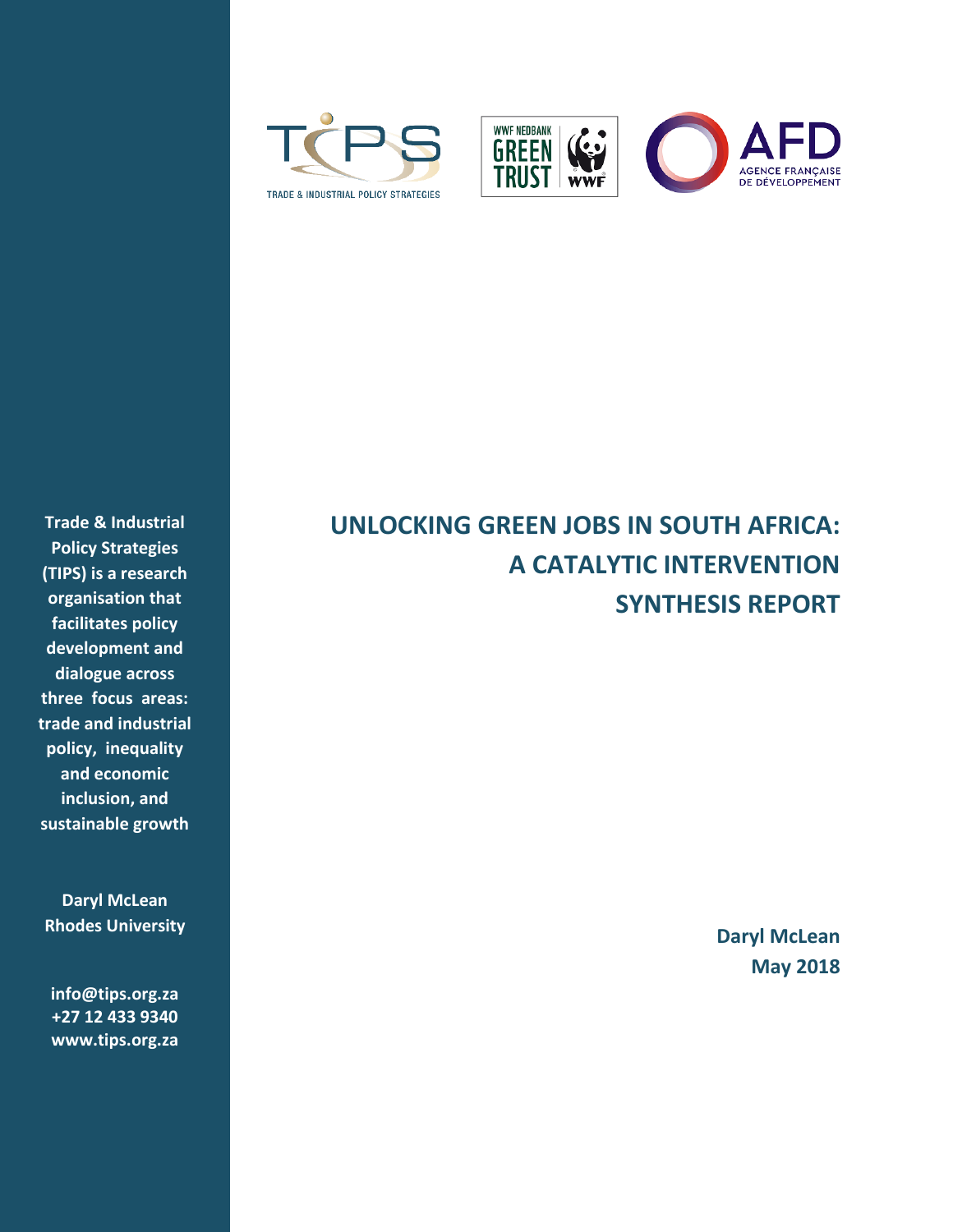TRADE & INDUSTRIAL POLICY STRATEGIES

WWF NEDBANK GREEN TRUST

AGENCE FRANÇAISE DE DÉVELOPPEMENT

# UNLOCKING GREEN JOBS IN SOUTH AFRICA: A CATALYTIC INTERVENTION SYNTHESIS REPORT

**Daryl McLean**
**May 2018**

**Trade & Industrial Policy Strategies (TIPS) is a research organisation that facilitates policy development and dialogue across three focus areas: trade and industrial policy, inequality and economic inclusion, and sustainable growth**

**Daryl McLean**
**Rhodes University**

**info@tips.org.za**
**+27 12 433 9340**
**www.tips.org.za**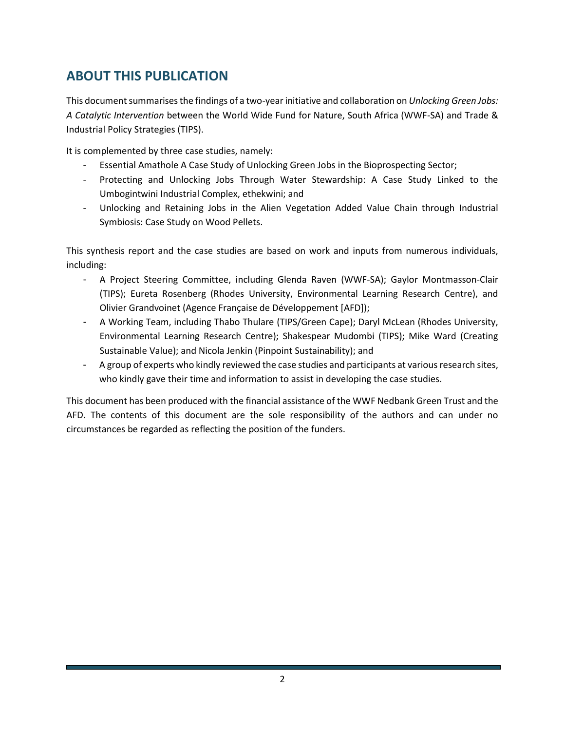## ABOUT THIS PUBLICATION

This document summarises the findings of a two-year initiative and collaboration on *Unlocking Green Jobs: A Catalytic Intervention* between the World Wide Fund for Nature, South Africa (WWF-SA) and Trade & Industrial Policy Strategies (TIPS).

It is complemented by three case studies, namely:

- Essential Amathole A Case Study of Unlocking Green Jobs in the Bioprospecting Sector;
- Protecting and Unlocking Jobs Through Water Stewardship: A Case Study Linked to the Umbogintwini Industrial Complex, ethekwini; and
- Unlocking and Retaining Jobs in the Alien Vegetation Added Value Chain through Industrial Symbiosis: Case Study on Wood Pellets.

This synthesis report and the case studies are based on work and inputs from numerous individuals, including:

- A Project Steering Committee, including Glenda Raven (WWF-SA); Gaylor Montmasson-Clair (TIPS); Eureta Rosenberg (Rhodes University, Environmental Learning Research Centre), and Olivier Grandvoinet (Agence Française de Développement [AFD]);
- A Working Team, including Thabo Thulare (TIPS/Green Cape); Daryl McLean (Rhodes University, Environmental Learning Research Centre); Shakespear Mudombi (TIPS); Mike Ward (Creating Sustainable Value); and Nicola Jenkin (Pinpoint Sustainability); and
- A group of experts who kindly reviewed the case studies and participants at various research sites, who kindly gave their time and information to assist in developing the case studies.

This document has been produced with the financial assistance of the WWF Nedbank Green Trust and the AFD. The contents of this document are the sole responsibility of the authors and can under no circumstances be regarded as reflecting the position of the funders.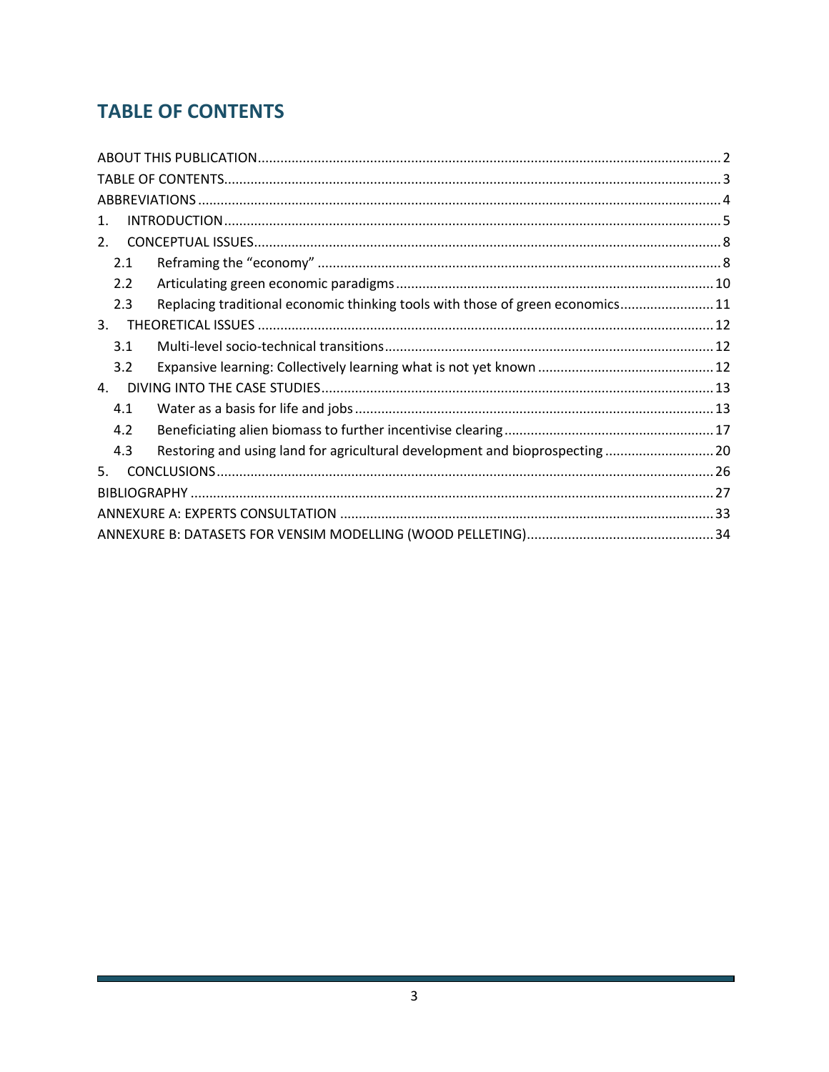# TABLE OF CONTENTS

ABOUT THIS PUBLICATION .......... 2
TABLE OF CONTENTS .......... 3
ABBREVIATIONS .......... 4
1. INTRODUCTION .......... 5
2. CONCEPTUAL ISSUES .......... 8
   2.1 Reframing the "economy" .......... 8
   2.2 Articulating green economic paradigms .......... 10
   2.3 Replacing traditional economic thinking tools with those of green economics .......... 11
3. THEORETICAL ISSUES .......... 12
   3.1 Multi-level socio-technical transitions .......... 12
   3.2 Expansive learning: Collectively learning what is not yet known .......... 12
4. DIVING INTO THE CASE STUDIES .......... 13
   4.1 Water as a basis for life and jobs .......... 13
   4.2 Beneficiating alien biomass to further incentivise clearing .......... 17
   4.3 Restoring and using land for agricultural development and bioprospecting .......... 20
5. CONCLUSIONS .......... 26
BIBLIOGRAPHY .......... 27
ANNEXURE A: EXPERTS CONSULTATION .......... 33
ANNEXURE B: DATASETS FOR VENSIM MODELLING (WOOD PELLETING) .......... 34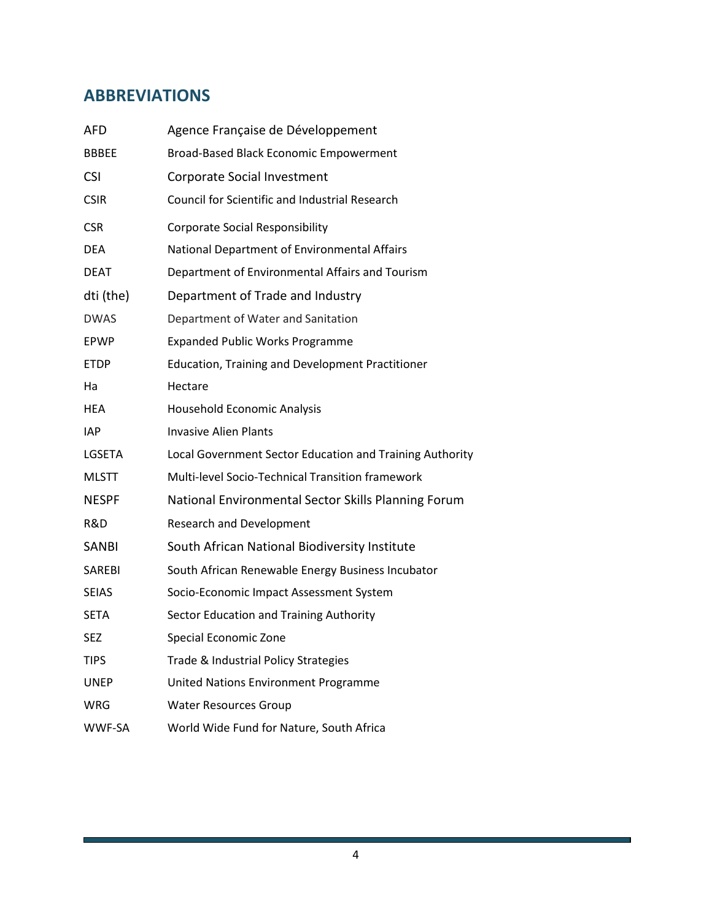## ABBREVIATIONS

| | |
|---|---|
| AFD | Agence Française de Développement |
| BBBEE | Broad-Based Black Economic Empowerment |
| CSI | Corporate Social Investment |
| CSIR | Council for Scientific and Industrial Research |
| CSR | Corporate Social Responsibility |
| DEA | National Department of Environmental Affairs |
| DEAT | Department of Environmental Affairs and Tourism |
| dti (the) | Department of Trade and Industry |
| DWAS | Department of Water and Sanitation |
| EPWP | Expanded Public Works Programme |
| ETDP | Education, Training and Development Practitioner |
| Ha | Hectare |
| HEA | Household Economic Analysis |
| IAP | Invasive Alien Plants |
| LGSETA | Local Government Sector Education and Training Authority |
| MLSTT | Multi-level Socio-Technical Transition framework |
| NESPF | National Environmental Sector Skills Planning Forum |
| R&D | Research and Development |
| SANBI | South African National Biodiversity Institute |
| SAREBI | South African Renewable Energy Business Incubator |
| SEIAS | Socio-Economic Impact Assessment System |
| SETA | Sector Education and Training Authority |
| SEZ | Special Economic Zone |
| TIPS | Trade & Industrial Policy Strategies |
| UNEP | United Nations Environment Programme |
| WRG | Water Resources Group |
| WWF-SA | World Wide Fund for Nature, South Africa |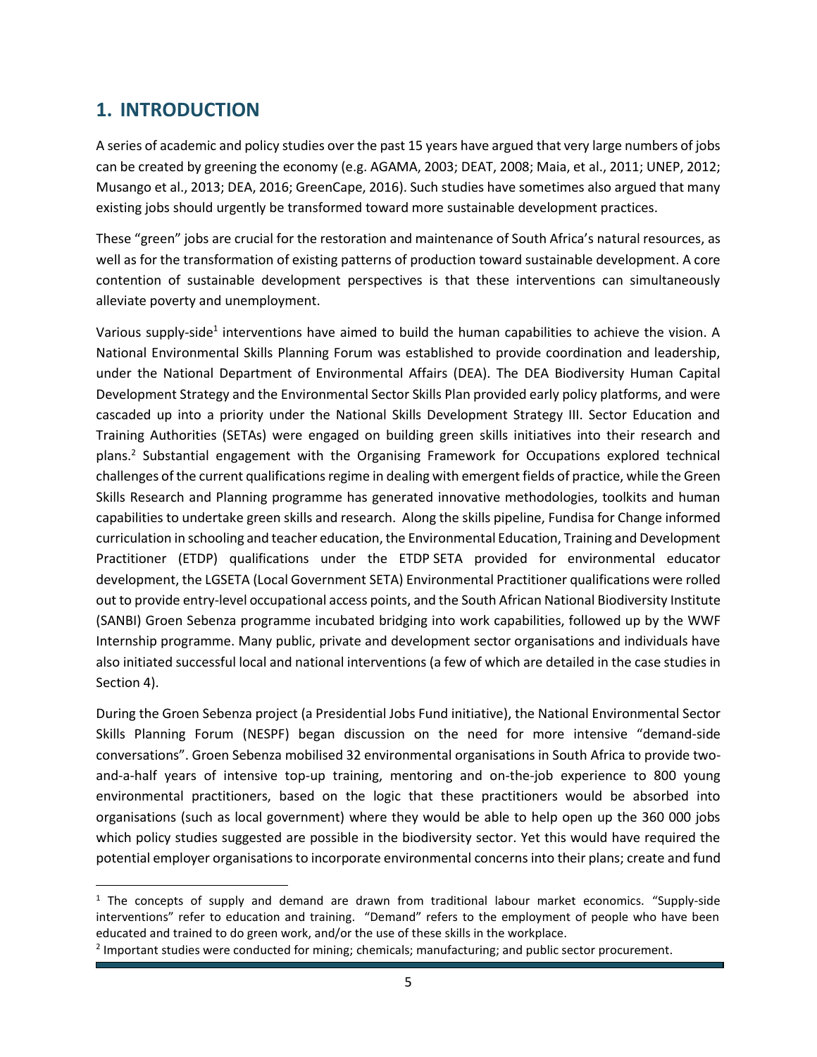# 1. INTRODUCTION

A series of academic and policy studies over the past 15 years have argued that very large numbers of jobs can be created by greening the economy (e.g. AGAMA, 2003; DEAT, 2008; Maia, et al., 2011; UNEP, 2012; Musango et al., 2013; DEA, 2016; GreenCape, 2016). Such studies have sometimes also argued that many existing jobs should urgently be transformed toward more sustainable development practices.

These "green" jobs are crucial for the restoration and maintenance of South Africa's natural resources, as well as for the transformation of existing patterns of production toward sustainable development. A core contention of sustainable development perspectives is that these interventions can simultaneously alleviate poverty and unemployment.

Various supply-side[1] interventions have aimed to build the human capabilities to achieve the vision. A National Environmental Skills Planning Forum was established to provide coordination and leadership, under the National Department of Environmental Affairs (DEA). The DEA Biodiversity Human Capital Development Strategy and the Environmental Sector Skills Plan provided early policy platforms, and were cascaded up into a priority under the National Skills Development Strategy III. Sector Education and Training Authorities (SETAs) were engaged on building green skills initiatives into their research and plans.[2] Substantial engagement with the Organising Framework for Occupations explored technical challenges of the current qualifications regime in dealing with emergent fields of practice, while the Green Skills Research and Planning programme has generated innovative methodologies, toolkits and human capabilities to undertake green skills and research. Along the skills pipeline, Fundisa for Change informed curriculation in schooling and teacher education, the Environmental Education, Training and Development Practitioner (ETDP) qualifications under the ETDP SETA provided for environmental educator development, the LGSETA (Local Government SETA) Environmental Practitioner qualifications were rolled out to provide entry-level occupational access points, and the South African National Biodiversity Institute (SANBI) Groen Sebenza programme incubated bridging into work capabilities, followed up by the WWF Internship programme. Many public, private and development sector organisations and individuals have also initiated successful local and national interventions (a few of which are detailed in the case studies in Section 4).

During the Groen Sebenza project (a Presidential Jobs Fund initiative), the National Environmental Sector Skills Planning Forum (NESPF) began discussion on the need for more intensive "demand-side conversations". Groen Sebenza mobilised 32 environmental organisations in South Africa to provide two-and-a-half years of intensive top-up training, mentoring and on-the-job experience to 800 young environmental practitioners, based on the logic that these practitioners would be absorbed into organisations (such as local government) where they would be able to help open up the 360 000 jobs which policy studies suggested are possible in the biodiversity sector. Yet this would have required the potential employer organisations to incorporate environmental concerns into their plans; create and fund

[1] The concepts of supply and demand are drawn from traditional labour market economics. "Supply-side interventions" refer to education and training. "Demand" refers to the employment of people who have been educated and trained to do green work, and/or the use of these skills in the workplace.

[2] Important studies were conducted for mining; chemicals; manufacturing; and public sector procurement.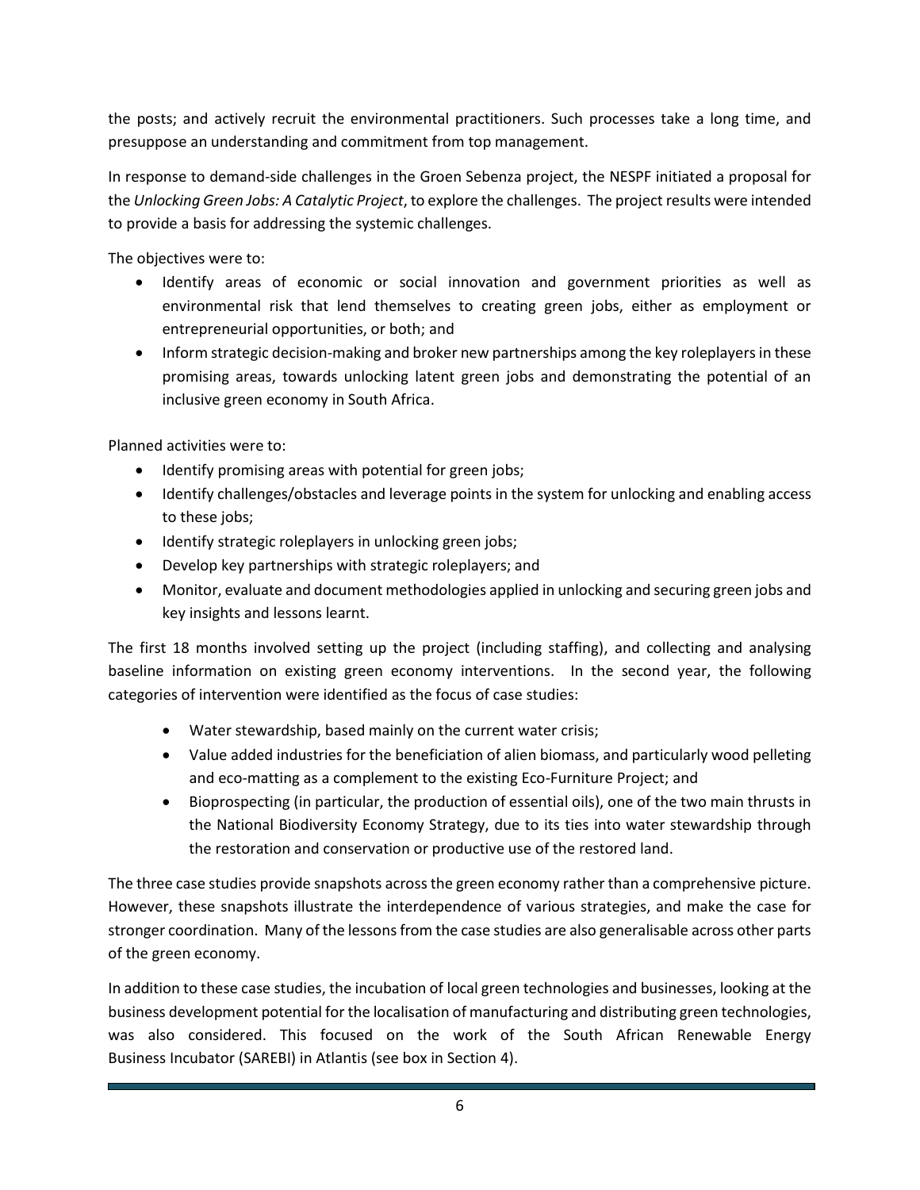the posts; and actively recruit the environmental practitioners. Such processes take a long time, and presuppose an understanding and commitment from top management.

In response to demand-side challenges in the Groen Sebenza project, the NESPF initiated a proposal for the *Unlocking Green Jobs: A Catalytic Project*, to explore the challenges. The project results were intended to provide a basis for addressing the systemic challenges.

The objectives were to:

- Identify areas of economic or social innovation and government priorities as well as environmental risk that lend themselves to creating green jobs, either as employment or entrepreneurial opportunities, or both; and
- Inform strategic decision-making and broker new partnerships among the key roleplayers in these promising areas, towards unlocking latent green jobs and demonstrating the potential of an inclusive green economy in South Africa.

Planned activities were to:

- Identify promising areas with potential for green jobs;
- Identify challenges/obstacles and leverage points in the system for unlocking and enabling access to these jobs;
- Identify strategic roleplayers in unlocking green jobs;
- Develop key partnerships with strategic roleplayers; and
- Monitor, evaluate and document methodologies applied in unlocking and securing green jobs and key insights and lessons learnt.

The first 18 months involved setting up the project (including staffing), and collecting and analysing baseline information on existing green economy interventions. In the second year, the following categories of intervention were identified as the focus of case studies:

- Water stewardship, based mainly on the current water crisis;
- Value added industries for the beneficiation of alien biomass, and particularly wood pelleting and eco-matting as a complement to the existing Eco-Furniture Project; and
- Bioprospecting (in particular, the production of essential oils), one of the two main thrusts in the National Biodiversity Economy Strategy, due to its ties into water stewardship through the restoration and conservation or productive use of the restored land.

The three case studies provide snapshots across the green economy rather than a comprehensive picture. However, these snapshots illustrate the interdependence of various strategies, and make the case for stronger coordination. Many of the lessons from the case studies are also generalisable across other parts of the green economy.

In addition to these case studies, the incubation of local green technologies and businesses, looking at the business development potential for the localisation of manufacturing and distributing green technologies, was also considered. This focused on the work of the South African Renewable Energy Business Incubator (SAREBI) in Atlantis (see box in Section 4).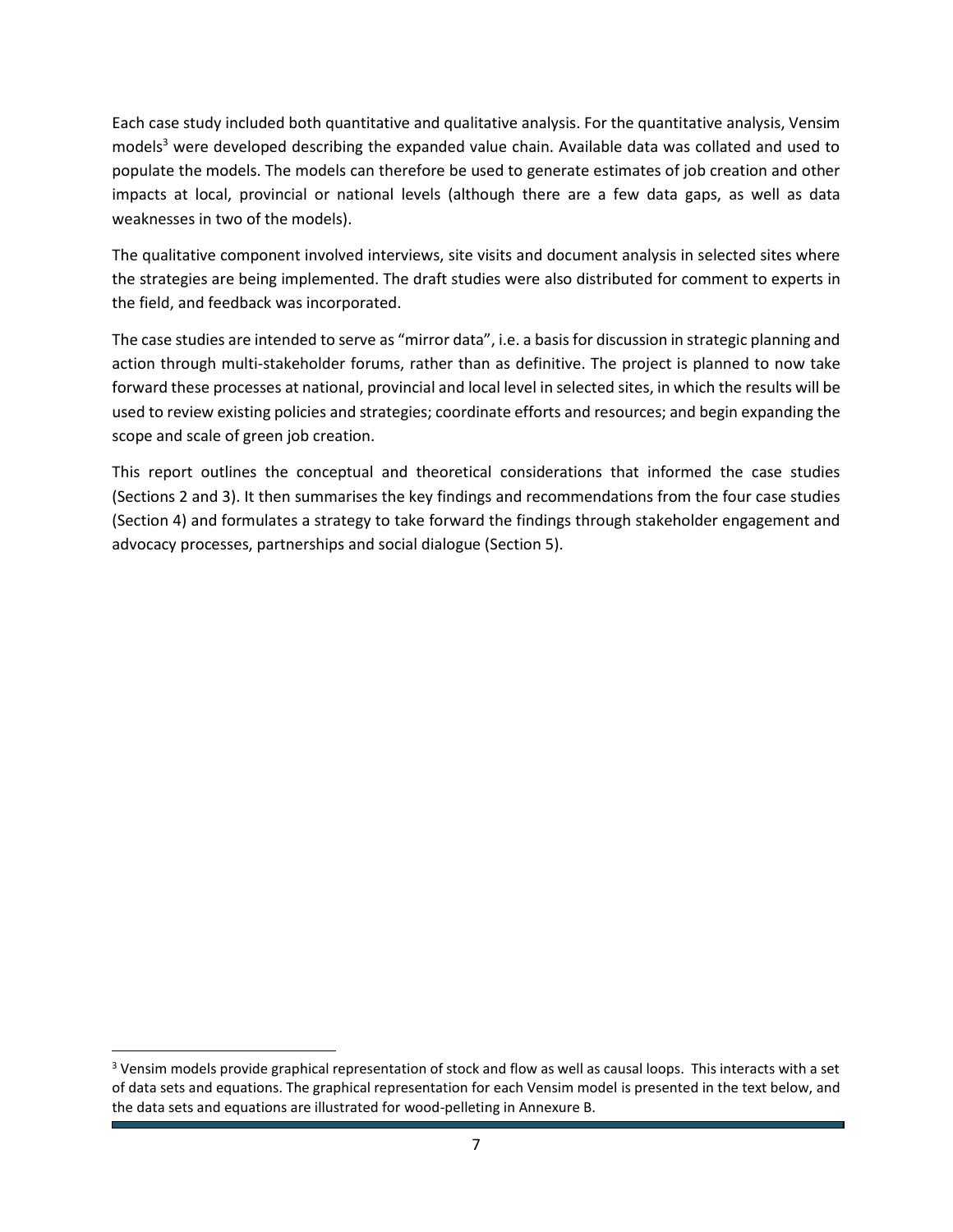Each case study included both quantitative and qualitative analysis. For the quantitative analysis, Vensim models[3] were developed describing the expanded value chain. Available data was collated and used to populate the models. The models can therefore be used to generate estimates of job creation and other impacts at local, provincial or national levels (although there are a few data gaps, as well as data weaknesses in two of the models).

The qualitative component involved interviews, site visits and document analysis in selected sites where the strategies are being implemented. The draft studies were also distributed for comment to experts in the field, and feedback was incorporated.

The case studies are intended to serve as "mirror data", i.e. a basis for discussion in strategic planning and action through multi-stakeholder forums, rather than as definitive. The project is planned to now take forward these processes at national, provincial and local level in selected sites, in which the results will be used to review existing policies and strategies; coordinate efforts and resources; and begin expanding the scope and scale of green job creation.

This report outlines the conceptual and theoretical considerations that informed the case studies (Sections 2 and 3). It then summarises the key findings and recommendations from the four case studies (Section 4) and formulates a strategy to take forward the findings through stakeholder engagement and advocacy processes, partnerships and social dialogue (Section 5).

---

[3] Vensim models provide graphical representation of stock and flow as well as causal loops. This interacts with a set of data sets and equations. The graphical representation for each Vensim model is presented in the text below, and the data sets and equations are illustrated for wood-pelleting in Annexure B.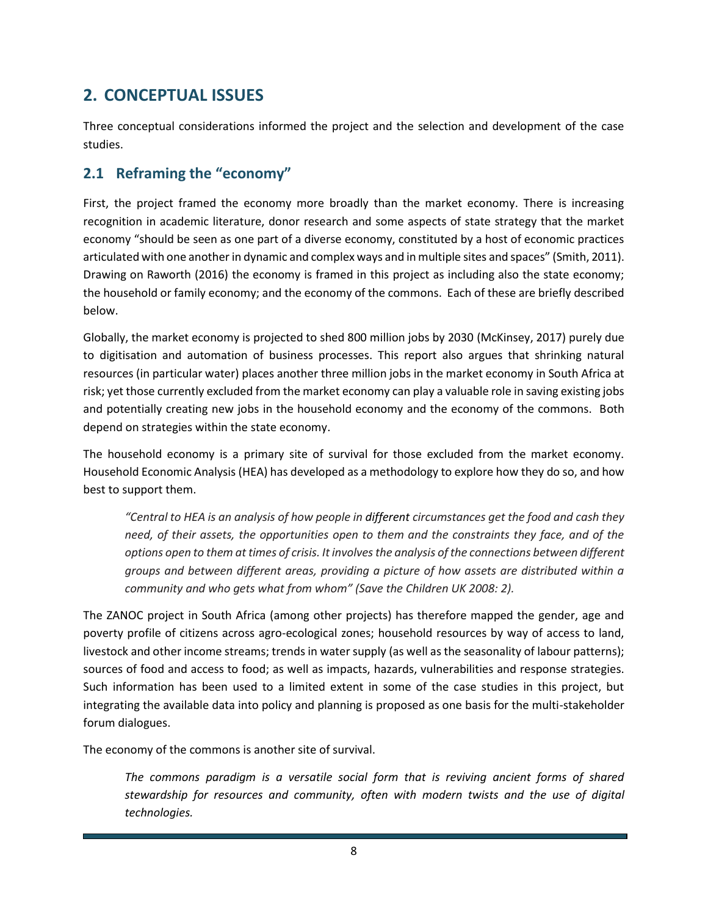## 2. CONCEPTUAL ISSUES

Three conceptual considerations informed the project and the selection and development of the case studies.

### 2.1 Reframing the "economy"

First, the project framed the economy more broadly than the market economy. There is increasing recognition in academic literature, donor research and some aspects of state strategy that the market economy "should be seen as one part of a diverse economy, constituted by a host of economic practices articulated with one another in dynamic and complex ways and in multiple sites and spaces" (Smith, 2011). Drawing on Raworth (2016) the economy is framed in this project as including also the state economy; the household or family economy; and the economy of the commons. Each of these are briefly described below.

Globally, the market economy is projected to shed 800 million jobs by 2030 (McKinsey, 2017) purely due to digitisation and automation of business processes. This report also argues that shrinking natural resources (in particular water) places another three million jobs in the market economy in South Africa at risk; yet those currently excluded from the market economy can play a valuable role in saving existing jobs and potentially creating new jobs in the household economy and the economy of the commons. Both depend on strategies within the state economy.

The household economy is a primary site of survival for those excluded from the market economy. Household Economic Analysis (HEA) has developed as a methodology to explore how they do so, and how best to support them.

> *"Central to HEA is an analysis of how people in **different** circumstances get the food and cash they need, of their assets, the opportunities open to them and the constraints they face, and of the options open to them at times of crisis. It involves the analysis of the connections between different groups and between different areas, providing a picture of how assets are distributed within a community and who gets what from whom" (Save the Children UK 2008: 2).*

The ZANOC project in South Africa (among other projects) has therefore mapped the gender, age and poverty profile of citizens across agro-ecological zones; household resources by way of access to land, livestock and other income streams; trends in water supply (as well as the seasonality of labour patterns); sources of food and access to food; as well as impacts, hazards, vulnerabilities and response strategies. Such information has been used to a limited extent in some of the case studies in this project, but integrating the available data into policy and planning is proposed as one basis for the multi-stakeholder forum dialogues.

The economy of the commons is another site of survival.

> *The commons paradigm is a versatile social form that is reviving ancient forms of shared stewardship for resources and community, often with modern twists and the use of digital technologies.*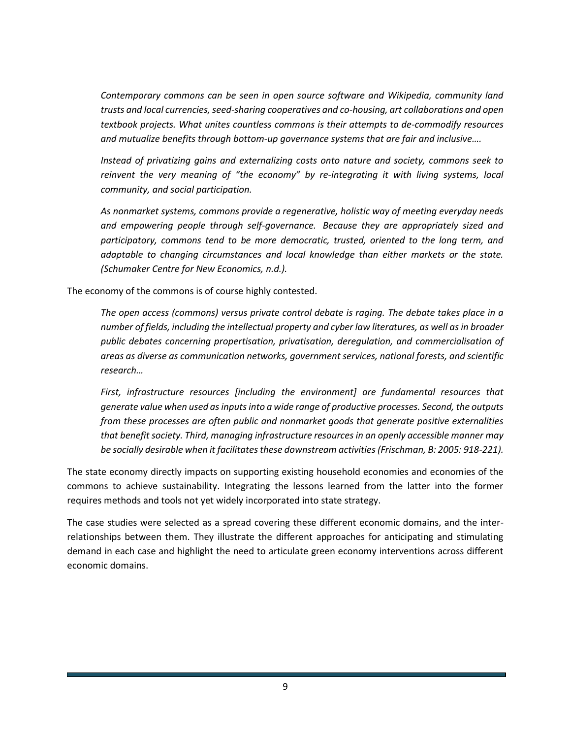> *Contemporary commons can be seen in open source software and Wikipedia, community land trusts and local currencies, seed-sharing cooperatives and co-housing, art collaborations and open textbook projects. What unites countless commons is their attempts to de-commodify resources and mutualize benefits through bottom-up governance systems that are fair and inclusive….*
>
> *Instead of privatizing gains and externalizing costs onto nature and society, commons seek to reinvent the very meaning of "the economy" by re-integrating it with living systems, local community, and social participation.*
>
> *As nonmarket systems, commons provide a regenerative, holistic way of meeting everyday needs and empowering people through self-governance. Because they are appropriately sized and participatory, commons tend to be more democratic, trusted, oriented to the long term, and adaptable to changing circumstances and local knowledge than either markets or the state. (Schumaker Centre for New Economics, n.d.).*

The economy of the commons is of course highly contested.

> *The open access (commons) versus private control debate is raging. The debate takes place in a number of fields, including the intellectual property and cyber law literatures, as well as in broader public debates concerning propertisation, privatisation, deregulation, and commercialisation of areas as diverse as communication networks, government services, national forests, and scientific research…*
>
> *First, infrastructure resources [including the environment] are fundamental resources that generate value when used as inputs into a wide range of productive processes. Second, the outputs from these processes are often public and nonmarket goods that generate positive externalities that benefit society. Third, managing infrastructure resources in an openly accessible manner may be socially desirable when it facilitates these downstream activities (Frischman, B: 2005: 918-221).*

The state economy directly impacts on supporting existing household economies and economies of the commons to achieve sustainability. Integrating the lessons learned from the latter into the former requires methods and tools not yet widely incorporated into state strategy.

The case studies were selected as a spread covering these different economic domains, and the inter-relationships between them. They illustrate the different approaches for anticipating and stimulating demand in each case and highlight the need to articulate green economy interventions across different economic domains.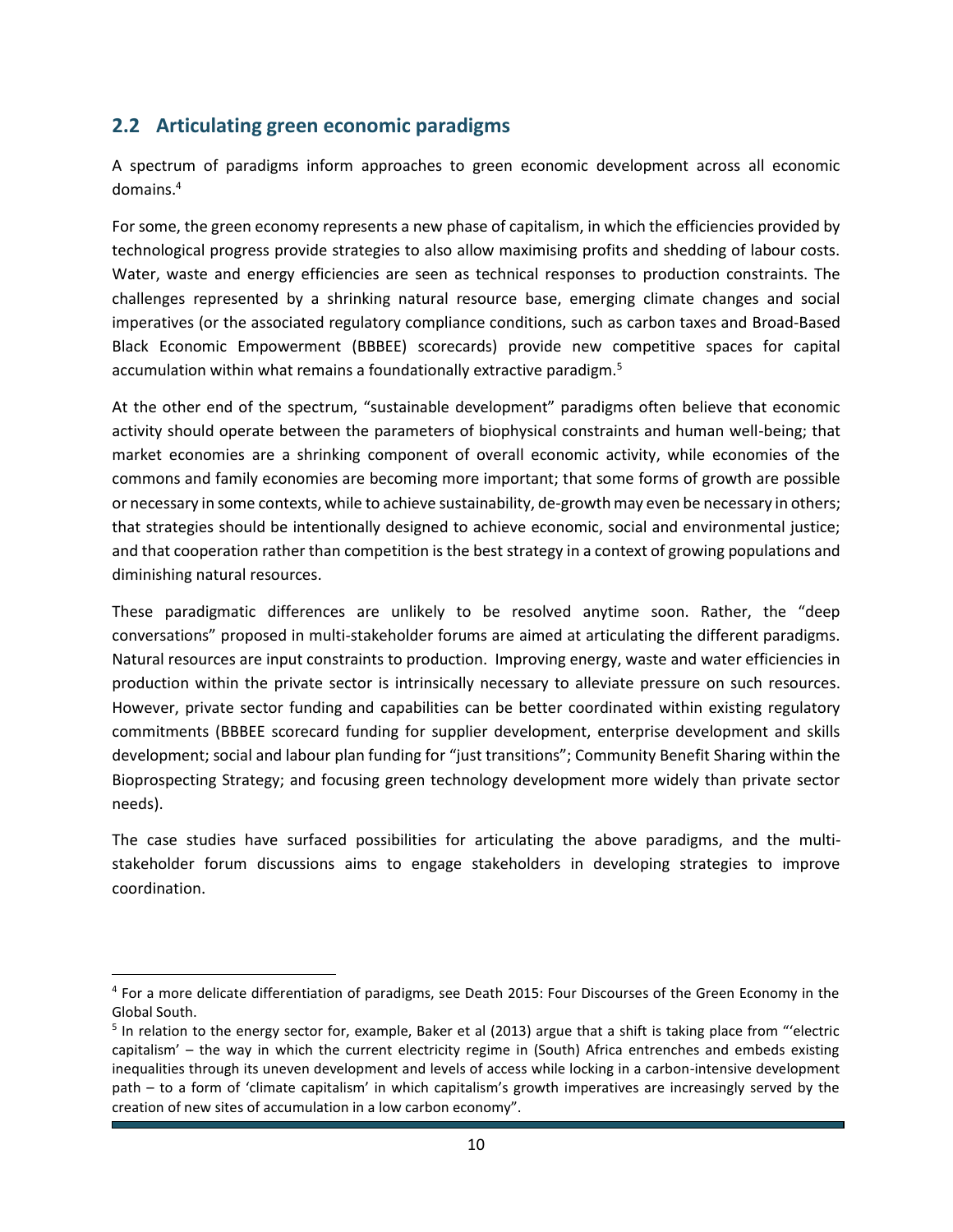## 2.2 Articulating green economic paradigms

A spectrum of paradigms inform approaches to green economic development across all economic domains.[4]

For some, the green economy represents a new phase of capitalism, in which the efficiencies provided by technological progress provide strategies to also allow maximising profits and shedding of labour costs. Water, waste and energy efficiencies are seen as technical responses to production constraints. The challenges represented by a shrinking natural resource base, emerging climate changes and social imperatives (or the associated regulatory compliance conditions, such as carbon taxes and Broad-Based Black Economic Empowerment (BBBEE) scorecards) provide new competitive spaces for capital accumulation within what remains a foundationally extractive paradigm.[5]

At the other end of the spectrum, "sustainable development" paradigms often believe that economic activity should operate between the parameters of biophysical constraints and human well-being; that market economies are a shrinking component of overall economic activity, while economies of the commons and family economies are becoming more important; that some forms of growth are possible or necessary in some contexts, while to achieve sustainability, de-growth may even be necessary in others; that strategies should be intentionally designed to achieve economic, social and environmental justice; and that cooperation rather than competition is the best strategy in a context of growing populations and diminishing natural resources.

These paradigmatic differences are unlikely to be resolved anytime soon. Rather, the "deep conversations" proposed in multi-stakeholder forums are aimed at articulating the different paradigms. Natural resources are input constraints to production. Improving energy, waste and water efficiencies in production within the private sector is intrinsically necessary to alleviate pressure on such resources. However, private sector funding and capabilities can be better coordinated within existing regulatory commitments (BBBEE scorecard funding for supplier development, enterprise development and skills development; social and labour plan funding for "just transitions"; Community Benefit Sharing within the Bioprospecting Strategy; and focusing green technology development more widely than private sector needs).

The case studies have surfaced possibilities for articulating the above paradigms, and the multi-stakeholder forum discussions aims to engage stakeholders in developing strategies to improve coordination.

[4] For a more delicate differentiation of paradigms, see Death 2015: Four Discourses of the Green Economy in the Global South.

[5] In relation to the energy sector for, example, Baker et al (2013) argue that a shift is taking place from "'electric capitalism' – the way in which the current electricity regime in (South) Africa entrenches and embeds existing inequalities through its uneven development and levels of access while locking in a carbon-intensive development path – to a form of 'climate capitalism' in which capitalism's growth imperatives are increasingly served by the creation of new sites of accumulation in a low carbon economy".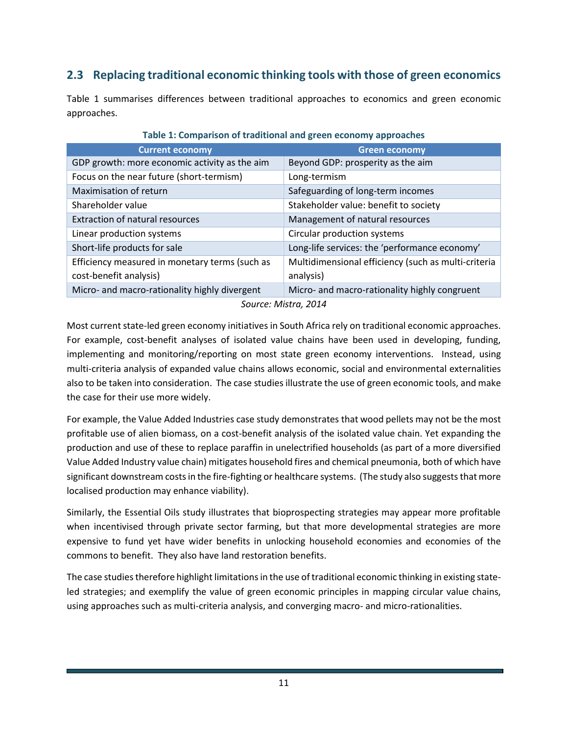## 2.3 Replacing traditional economic thinking tools with those of green economics

Table 1 summarises differences between traditional approaches to economics and green economic approaches.

**Table 1: Comparison of traditional and green economy approaches**

| Current economy | Green economy |
|---|---|
| GDP growth: more economic activity as the aim | Beyond GDP: prosperity as the aim |
| Focus on the near future (short-termism) | Long-termism |
| Maximisation of return | Safeguarding of long-term incomes |
| Shareholder value | Stakeholder value: benefit to society |
| Extraction of natural resources | Management of natural resources |
| Linear production systems | Circular production systems |
| Short-life products for sale | Long-life services: the 'performance economy' |
| Efficiency measured in monetary terms (such as cost-benefit analysis) | Multidimensional efficiency (such as multi-criteria analysis) |
| Micro- and macro-rationality highly divergent | Micro- and macro-rationality highly congruent |

*Source: Mistra, 2014*

Most current state-led green economy initiatives in South Africa rely on traditional economic approaches. For example, cost-benefit analyses of isolated value chains have been used in developing, funding, implementing and monitoring/reporting on most state green economy interventions. Instead, using multi-criteria analysis of expanded value chains allows economic, social and environmental externalities also to be taken into consideration. The case studies illustrate the use of green economic tools, and make the case for their use more widely.

For example, the Value Added Industries case study demonstrates that wood pellets may not be the most profitable use of alien biomass, on a cost-benefit analysis of the isolated value chain. Yet expanding the production and use of these to replace paraffin in unelectrified households (as part of a more diversified Value Added Industry value chain) mitigates household fires and chemical pneumonia, both of which have significant downstream costs in the fire-fighting or healthcare systems. (The study also suggests that more localised production may enhance viability).

Similarly, the Essential Oils study illustrates that bioprospecting strategies may appear more profitable when incentivised through private sector farming, but that more developmental strategies are more expensive to fund yet have wider benefits in unlocking household economies and economies of the commons to benefit. They also have land restoration benefits.

The case studies therefore highlight limitations in the use of traditional economic thinking in existing state-led strategies; and exemplify the value of green economic principles in mapping circular value chains, using approaches such as multi-criteria analysis, and converging macro- and micro-rationalities.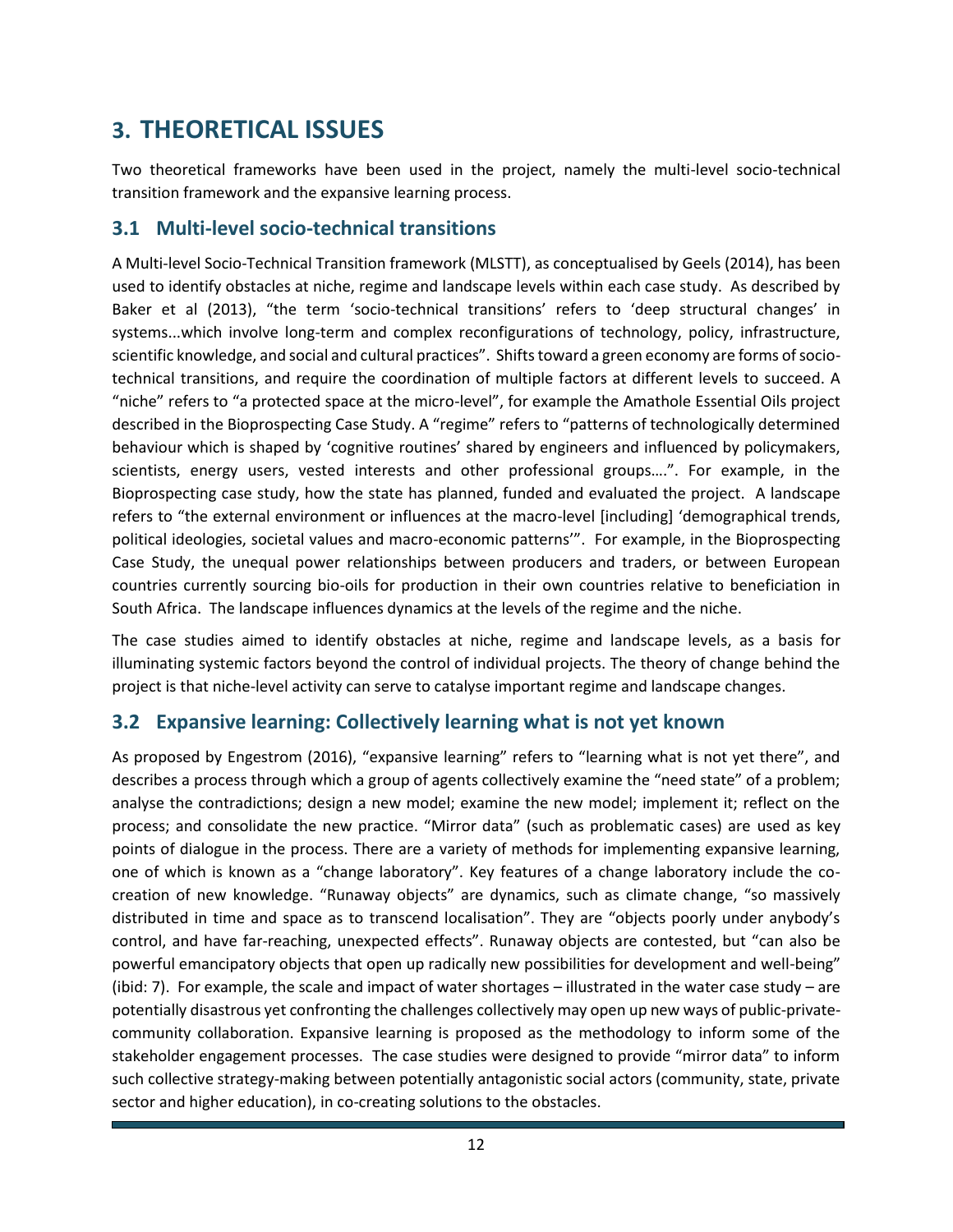# 3. THEORETICAL ISSUES

Two theoretical frameworks have been used in the project, namely the multi-level socio-technical transition framework and the expansive learning process.

## 3.1 Multi-level socio-technical transitions

A Multi-level Socio-Technical Transition framework (MLSTT), as conceptualised by Geels (2014), has been used to identify obstacles at niche, regime and landscape levels within each case study. As described by Baker et al (2013), "the term 'socio-technical transitions' refers to 'deep structural changes' in systems...which involve long-term and complex reconfigurations of technology, policy, infrastructure, scientific knowledge, and social and cultural practices". Shifts toward a green economy are forms of socio-technical transitions, and require the coordination of multiple factors at different levels to succeed. A "niche" refers to "a protected space at the micro-level", for example the Amathole Essential Oils project described in the Bioprospecting Case Study. A "regime" refers to "patterns of technologically determined behaviour which is shaped by 'cognitive routines' shared by engineers and influenced by policymakers, scientists, energy users, vested interests and other professional groups….". For example, in the Bioprospecting case study, how the state has planned, funded and evaluated the project. A landscape refers to "the external environment or influences at the macro-level [including] 'demographical trends, political ideologies, societal values and macro-economic patterns'". For example, in the Bioprospecting Case Study, the unequal power relationships between producers and traders, or between European countries currently sourcing bio-oils for production in their own countries relative to beneficiation in South Africa. The landscape influences dynamics at the levels of the regime and the niche.

The case studies aimed to identify obstacles at niche, regime and landscape levels, as a basis for illuminating systemic factors beyond the control of individual projects. The theory of change behind the project is that niche-level activity can serve to catalyse important regime and landscape changes.

## 3.2 Expansive learning: Collectively learning what is not yet known

As proposed by Engestrom (2016), "expansive learning" refers to "learning what is not yet there", and describes a process through which a group of agents collectively examine the "need state" of a problem; analyse the contradictions; design a new model; examine the new model; implement it; reflect on the process; and consolidate the new practice. "Mirror data" (such as problematic cases) are used as key points of dialogue in the process. There are a variety of methods for implementing expansive learning, one of which is known as a "change laboratory". Key features of a change laboratory include the co-creation of new knowledge. "Runaway objects" are dynamics, such as climate change, "so massively distributed in time and space as to transcend localisation". They are "objects poorly under anybody's control, and have far-reaching, unexpected effects". Runaway objects are contested, but "can also be powerful emancipatory objects that open up radically new possibilities for development and well-being" (ibid: 7). For example, the scale and impact of water shortages – illustrated in the water case study – are potentially disastrous yet confronting the challenges collectively may open up new ways of public-private-community collaboration. Expansive learning is proposed as the methodology to inform some of the stakeholder engagement processes. The case studies were designed to provide "mirror data" to inform such collective strategy-making between potentially antagonistic social actors (community, state, private sector and higher education), in co-creating solutions to the obstacles.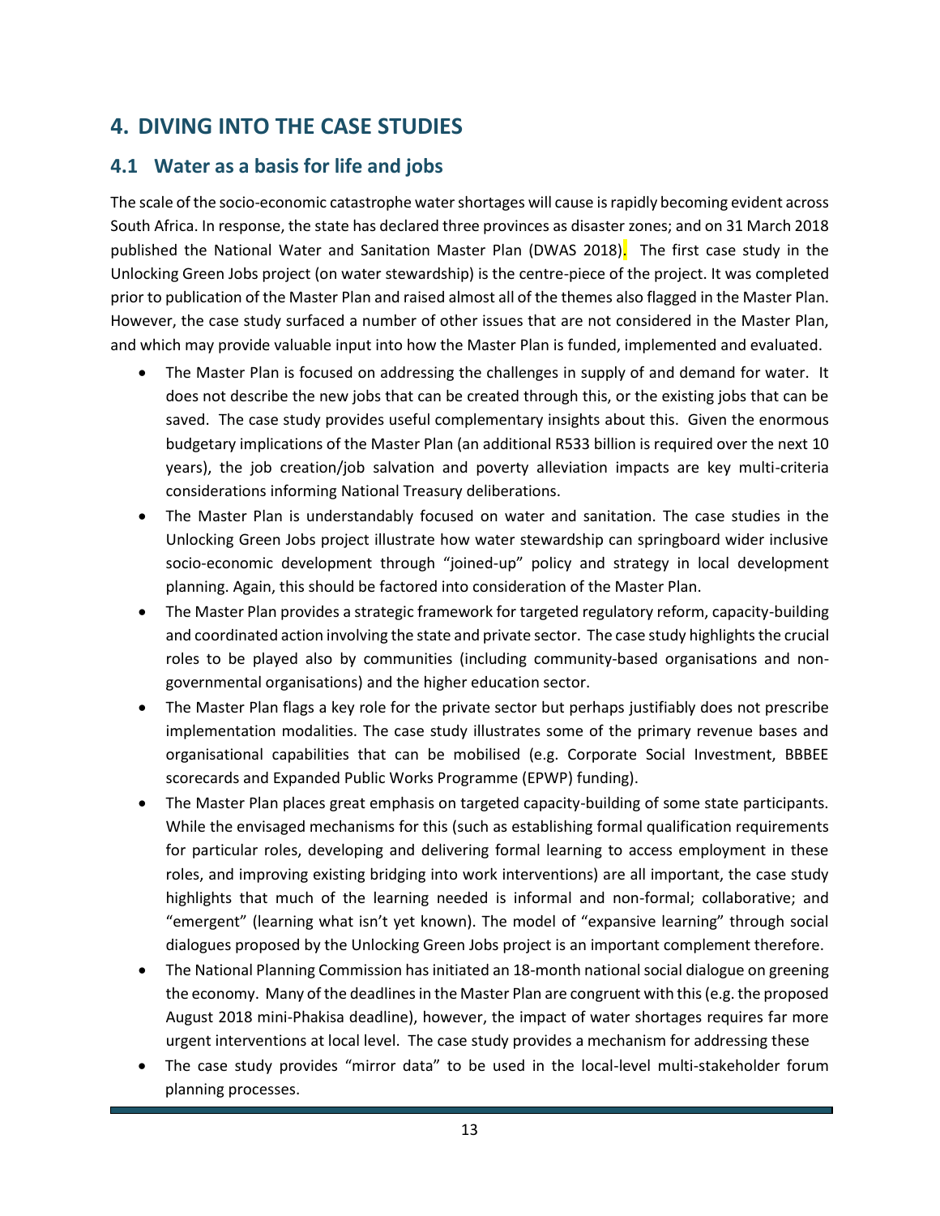# 4. DIVING INTO THE CASE STUDIES

## 4.1 Water as a basis for life and jobs

The scale of the socio-economic catastrophe water shortages will cause is rapidly becoming evident across South Africa. In response, the state has declared three provinces as disaster zones; and on 31 March 2018 published the National Water and Sanitation Master Plan (DWAS 2018). The first case study in the Unlocking Green Jobs project (on water stewardship) is the centre-piece of the project. It was completed prior to publication of the Master Plan and raised almost all of the themes also flagged in the Master Plan. However, the case study surfaced a number of other issues that are not considered in the Master Plan, and which may provide valuable input into how the Master Plan is funded, implemented and evaluated.

- The Master Plan is focused on addressing the challenges in supply of and demand for water. It does not describe the new jobs that can be created through this, or the existing jobs that can be saved. The case study provides useful complementary insights about this. Given the enormous budgetary implications of the Master Plan (an additional R533 billion is required over the next 10 years), the job creation/job salvation and poverty alleviation impacts are key multi-criteria considerations informing National Treasury deliberations.
- The Master Plan is understandably focused on water and sanitation. The case studies in the Unlocking Green Jobs project illustrate how water stewardship can springboard wider inclusive socio-economic development through "joined-up" policy and strategy in local development planning. Again, this should be factored into consideration of the Master Plan.
- The Master Plan provides a strategic framework for targeted regulatory reform, capacity-building and coordinated action involving the state and private sector. The case study highlights the crucial roles to be played also by communities (including community-based organisations and non-governmental organisations) and the higher education sector.
- The Master Plan flags a key role for the private sector but perhaps justifiably does not prescribe implementation modalities. The case study illustrates some of the primary revenue bases and organisational capabilities that can be mobilised (e.g. Corporate Social Investment, BBBEE scorecards and Expanded Public Works Programme (EPWP) funding).
- The Master Plan places great emphasis on targeted capacity-building of some state participants. While the envisaged mechanisms for this (such as establishing formal qualification requirements for particular roles, developing and delivering formal learning to access employment in these roles, and improving existing bridging into work interventions) are all important, the case study highlights that much of the learning needed is informal and non-formal; collaborative; and "emergent" (learning what isn't yet known). The model of "expansive learning" through social dialogues proposed by the Unlocking Green Jobs project is an important complement therefore.
- The National Planning Commission has initiated an 18-month national social dialogue on greening the economy. Many of the deadlines in the Master Plan are congruent with this (e.g. the proposed August 2018 mini-Phakisa deadline), however, the impact of water shortages requires far more urgent interventions at local level. The case study provides a mechanism for addressing these
- The case study provides "mirror data" to be used in the local-level multi-stakeholder forum planning processes.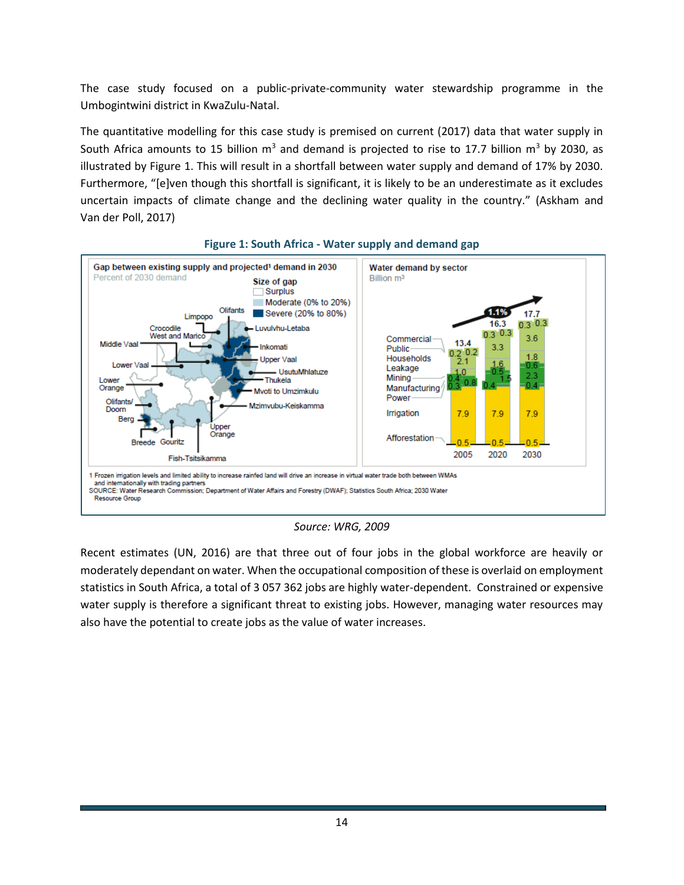The case study focused on a public-private-community water stewardship programme in the Umbogintwini district in KwaZulu-Natal.

The quantitative modelling for this case study is premised on current (2017) data that water supply in South Africa amounts to 15 billion $m^3$ and demand is projected to rise to 17.7 billion $m^3$ by 2030, as illustrated by Figure 1. This will result in a shortfall between water supply and demand of 17% by 2030. Furthermore, "[e]ven though this shortfall is significant, it is likely to be an underestimate as it excludes uncertain impacts of climate change and the declining water quality in the country." (Askham and Van der Poll, 2017)

**Figure 1: South Africa - Water supply and demand gap**

*Source: WRG, 2009*

Recent estimates (UN, 2016) are that three out of four jobs in the global workforce are heavily or moderately dependant on water. When the occupational composition of these is overlaid on employment statistics in South Africa, a total of 3 057 362 jobs are highly water-dependent. Constrained or expensive water supply is therefore a significant threat to existing jobs. However, managing water resources may also have the potential to create jobs as the value of water increases.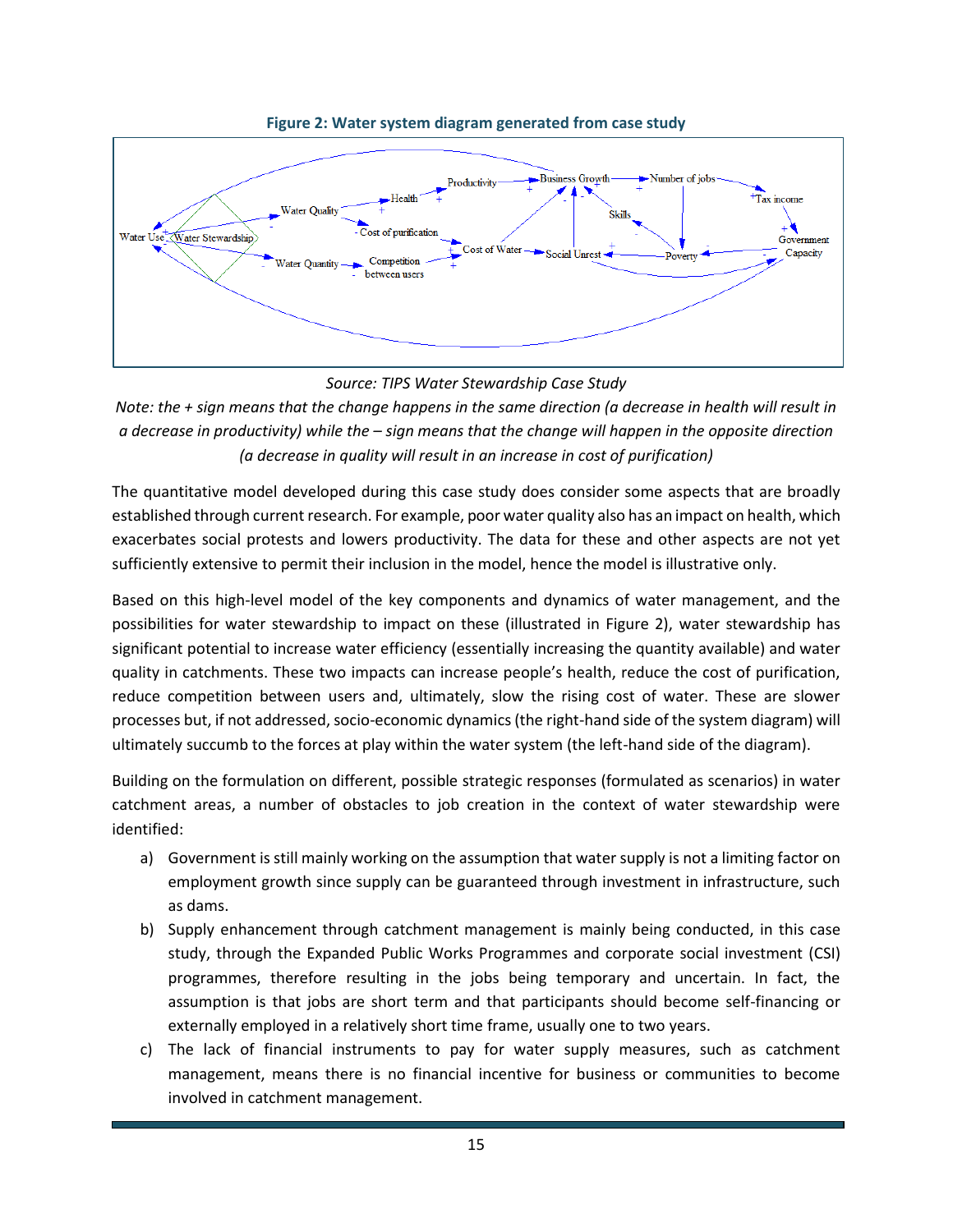**Figure 2: Water system diagram generated from case study**

*Source: TIPS Water Stewardship Case Study*

*Note: the + sign means that the change happens in the same direction (a decrease in health will result in a decrease in productivity) while the – sign means that the change will happen in the opposite direction (a decrease in quality will result in an increase in cost of purification)*

The quantitative model developed during this case study does consider some aspects that are broadly established through current research. For example, poor water quality also has an impact on health, which exacerbates social protests and lowers productivity. The data for these and other aspects are not yet sufficiently extensive to permit their inclusion in the model, hence the model is illustrative only.

Based on this high-level model of the key components and dynamics of water management, and the possibilities for water stewardship to impact on these (illustrated in Figure 2), water stewardship has significant potential to increase water efficiency (essentially increasing the quantity available) and water quality in catchments. These two impacts can increase people's health, reduce the cost of purification, reduce competition between users and, ultimately, slow the rising cost of water. These are slower processes but, if not addressed, socio-economic dynamics (the right-hand side of the system diagram) will ultimately succumb to the forces at play within the water system (the left-hand side of the diagram).

Building on the formulation on different, possible strategic responses (formulated as scenarios) in water catchment areas, a number of obstacles to job creation in the context of water stewardship were identified:

a) Government is still mainly working on the assumption that water supply is not a limiting factor on employment growth since supply can be guaranteed through investment in infrastructure, such as dams.

b) Supply enhancement through catchment management is mainly being conducted, in this case study, through the Expanded Public Works Programmes and corporate social investment (CSI) programmes, therefore resulting in the jobs being temporary and uncertain. In fact, the assumption is that jobs are short term and that participants should become self-financing or externally employed in a relatively short time frame, usually one to two years.

c) The lack of financial instruments to pay for water supply measures, such as catchment management, means there is no financial incentive for business or communities to become involved in catchment management.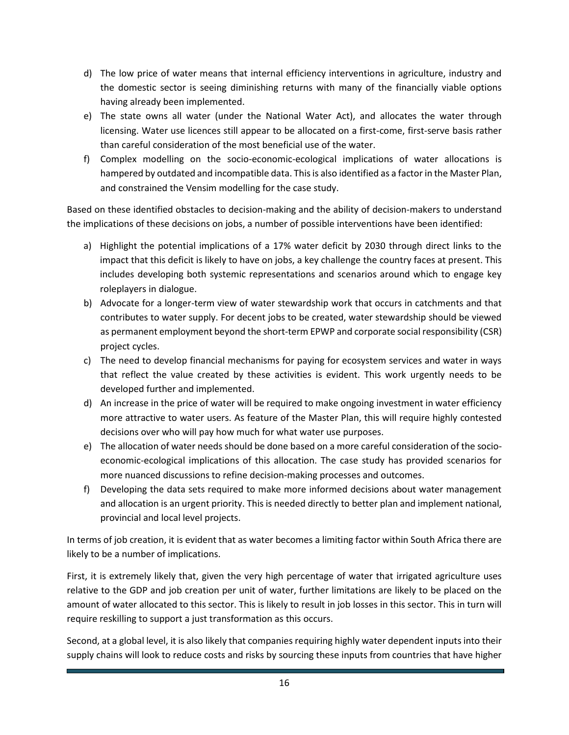d) The low price of water means that internal efficiency interventions in agriculture, industry and the domestic sector is seeing diminishing returns with many of the financially viable options having already been implemented.
e) The state owns all water (under the National Water Act), and allocates the water through licensing. Water use licences still appear to be allocated on a first-come, first-serve basis rather than careful consideration of the most beneficial use of the water.
f) Complex modelling on the socio-economic-ecological implications of water allocations is hampered by outdated and incompatible data. This is also identified as a factor in the Master Plan, and constrained the Vensim modelling for the case study.

Based on these identified obstacles to decision-making and the ability of decision-makers to understand the implications of these decisions on jobs, a number of possible interventions have been identified:

a) Highlight the potential implications of a 17% water deficit by 2030 through direct links to the impact that this deficit is likely to have on jobs, a key challenge the country faces at present. This includes developing both systemic representations and scenarios around which to engage key roleplayers in dialogue.
b) Advocate for a longer-term view of water stewardship work that occurs in catchments and that contributes to water supply. For decent jobs to be created, water stewardship should be viewed as permanent employment beyond the short-term EPWP and corporate social responsibility (CSR) project cycles.
c) The need to develop financial mechanisms for paying for ecosystem services and water in ways that reflect the value created by these activities is evident. This work urgently needs to be developed further and implemented.
d) An increase in the price of water will be required to make ongoing investment in water efficiency more attractive to water users. As feature of the Master Plan, this will require highly contested decisions over who will pay how much for what water use purposes.
e) The allocation of water needs should be done based on a more careful consideration of the socio-economic-ecological implications of this allocation. The case study has provided scenarios for more nuanced discussions to refine decision-making processes and outcomes.
f) Developing the data sets required to make more informed decisions about water management and allocation is an urgent priority. This is needed directly to better plan and implement national, provincial and local level projects.

In terms of job creation, it is evident that as water becomes a limiting factor within South Africa there are likely to be a number of implications.

First, it is extremely likely that, given the very high percentage of water that irrigated agriculture uses relative to the GDP and job creation per unit of water, further limitations are likely to be placed on the amount of water allocated to this sector. This is likely to result in job losses in this sector. This in turn will require reskilling to support a just transformation as this occurs.

Second, at a global level, it is also likely that companies requiring highly water dependent inputs into their supply chains will look to reduce costs and risks by sourcing these inputs from countries that have higher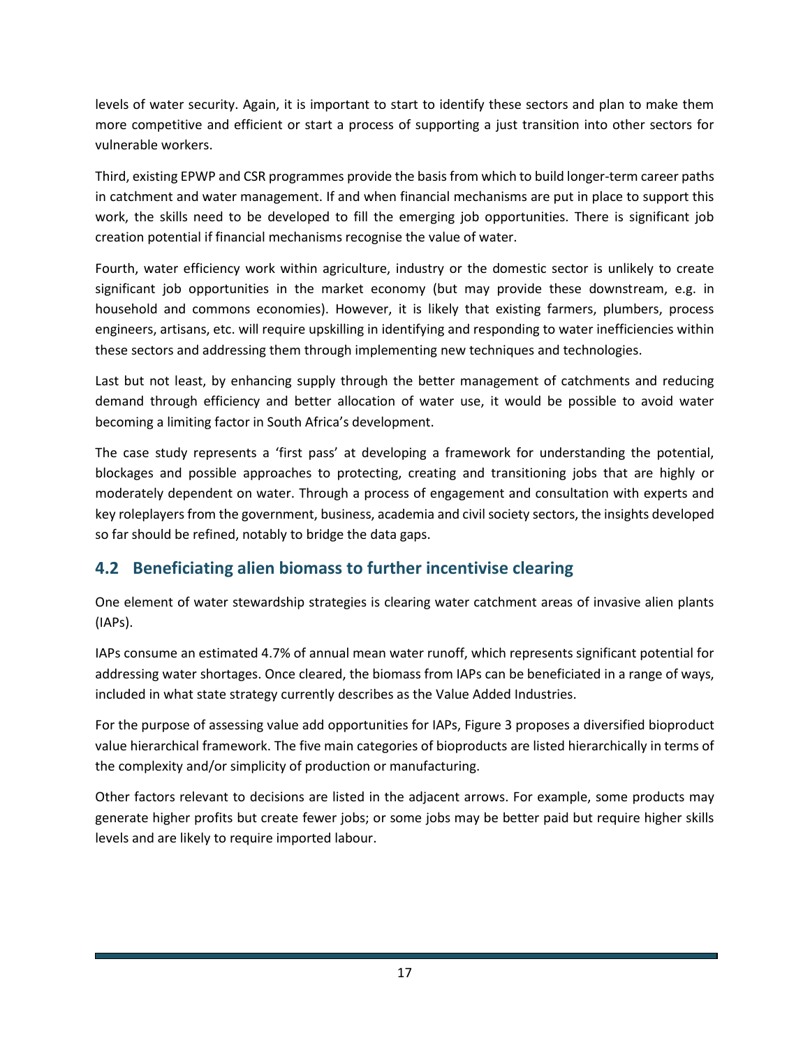levels of water security. Again, it is important to start to identify these sectors and plan to make them more competitive and efficient or start a process of supporting a just transition into other sectors for vulnerable workers.

Third, existing EPWP and CSR programmes provide the basis from which to build longer-term career paths in catchment and water management. If and when financial mechanisms are put in place to support this work, the skills need to be developed to fill the emerging job opportunities. There is significant job creation potential if financial mechanisms recognise the value of water.

Fourth, water efficiency work within agriculture, industry or the domestic sector is unlikely to create significant job opportunities in the market economy (but may provide these downstream, e.g. in household and commons economies). However, it is likely that existing farmers, plumbers, process engineers, artisans, etc. will require upskilling in identifying and responding to water inefficiencies within these sectors and addressing them through implementing new techniques and technologies.

Last but not least, by enhancing supply through the better management of catchments and reducing demand through efficiency and better allocation of water use, it would be possible to avoid water becoming a limiting factor in South Africa's development.

The case study represents a 'first pass' at developing a framework for understanding the potential, blockages and possible approaches to protecting, creating and transitioning jobs that are highly or moderately dependent on water. Through a process of engagement and consultation with experts and key roleplayers from the government, business, academia and civil society sectors, the insights developed so far should be refined, notably to bridge the data gaps.

## 4.2 Beneficiating alien biomass to further incentivise clearing

One element of water stewardship strategies is clearing water catchment areas of invasive alien plants (IAPs).

IAPs consume an estimated 4.7% of annual mean water runoff, which represents significant potential for addressing water shortages. Once cleared, the biomass from IAPs can be beneficiated in a range of ways, included in what state strategy currently describes as the Value Added Industries.

For the purpose of assessing value add opportunities for IAPs, Figure 3 proposes a diversified bioproduct value hierarchical framework. The five main categories of bioproducts are listed hierarchically in terms of the complexity and/or simplicity of production or manufacturing.

Other factors relevant to decisions are listed in the adjacent arrows. For example, some products may generate higher profits but create fewer jobs; or some jobs may be better paid but require higher skills levels and are likely to require imported labour.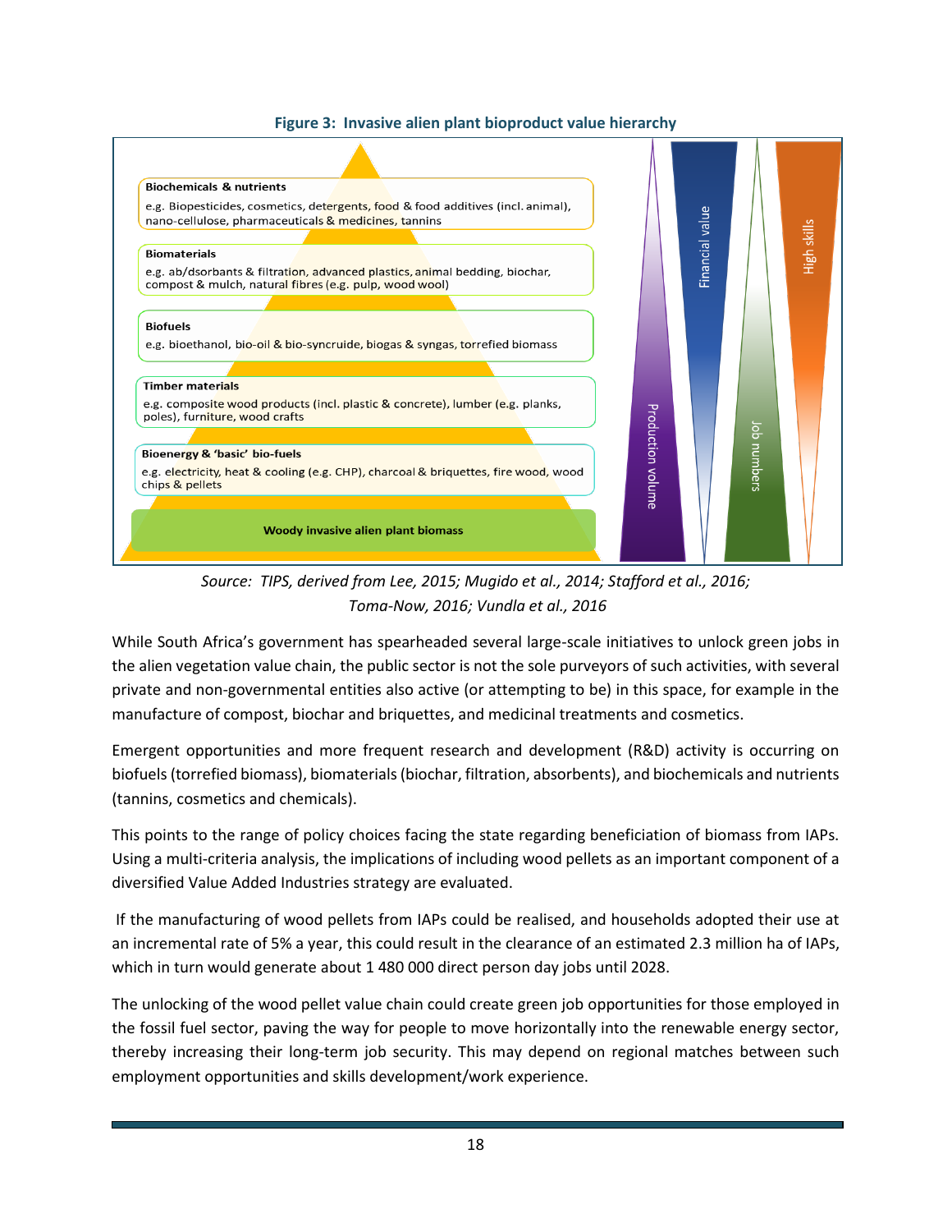**Figure 3: Invasive alien plant bioproduct value hierarchy**

**Biochemicals & nutrients**
e.g. Biopesticides, cosmetics, detergents, food & food additives (incl. animal), nano-cellulose, pharmaceuticals & medicines, tannins

**Biomaterials**
e.g. ab/dsorbants & filtration, advanced plastics, animal bedding, biochar, compost & mulch, natural fibres (e.g. pulp, wood wool)

**Biofuels**
e.g. bioethanol, bio-oil & bio-syncruide, biogas & syngas, torrefied biomass

**Timber materials**
e.g. composite wood products (incl. plastic & concrete), lumber (e.g. planks, poles), furniture, wood crafts

**Bioenergy & 'basic' bio-fuels**
e.g. electricity, heat & cooling (e.g. CHP), charcoal & briquettes, fire wood, wood chips & pellets

**Woody invasive alien plant biomass**

Production volume | Financial value | Job numbers | High skills

*Source: TIPS, derived from Lee, 2015; Mugido et al., 2014; Stafford et al., 2016; Toma-Now, 2016; Vundla et al., 2016*

While South Africa's government has spearheaded several large-scale initiatives to unlock green jobs in the alien vegetation value chain, the public sector is not the sole purveyors of such activities, with several private and non-governmental entities also active (or attempting to be) in this space, for example in the manufacture of compost, biochar and briquettes, and medicinal treatments and cosmetics.

Emergent opportunities and more frequent research and development (R&D) activity is occurring on biofuels (torrefied biomass), biomaterials (biochar, filtration, absorbents), and biochemicals and nutrients (tannins, cosmetics and chemicals).

This points to the range of policy choices facing the state regarding beneficiation of biomass from IAPs. Using a multi-criteria analysis, the implications of including wood pellets as an important component of a diversified Value Added Industries strategy are evaluated.

If the manufacturing of wood pellets from IAPs could be realised, and households adopted their use at an incremental rate of 5% a year, this could result in the clearance of an estimated 2.3 million ha of IAPs, which in turn would generate about 1 480 000 direct person day jobs until 2028.

The unlocking of the wood pellet value chain could create green job opportunities for those employed in the fossil fuel sector, paving the way for people to move horizontally into the renewable energy sector, thereby increasing their long-term job security. This may depend on regional matches between such employment opportunities and skills development/work experience.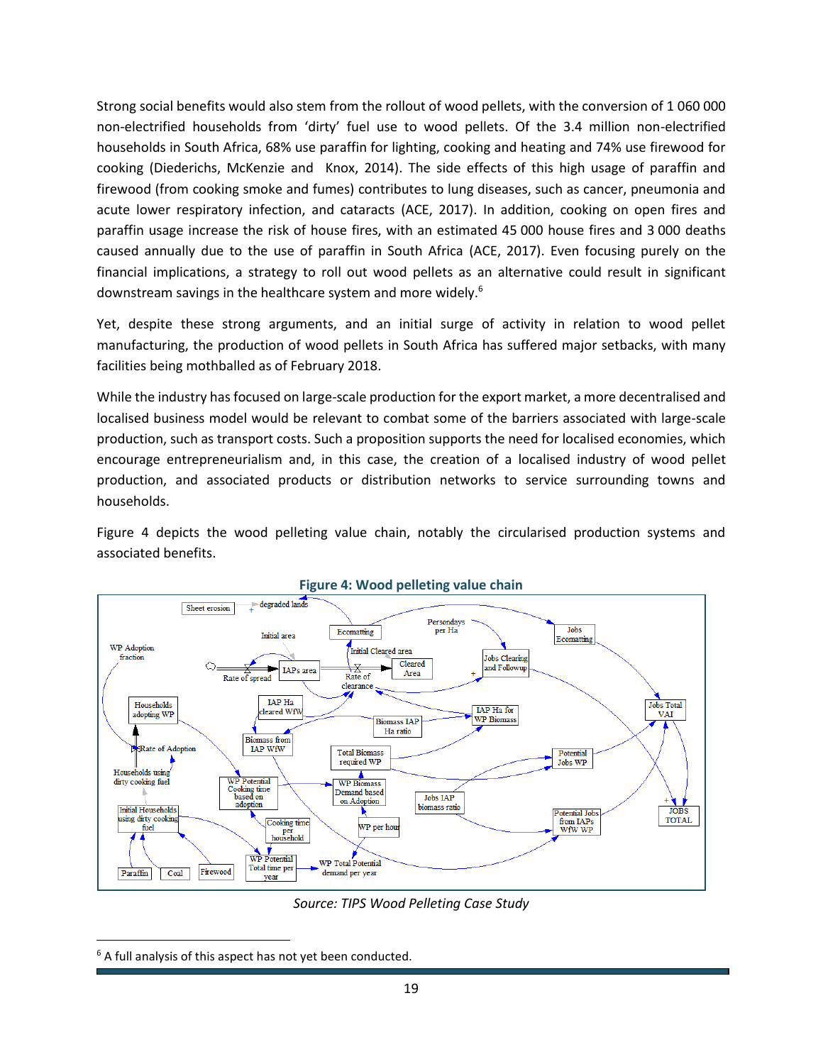Strong social benefits would also stem from the rollout of wood pellets, with the conversion of 1 060 000 non-electrified households from 'dirty' fuel use to wood pellets. Of the 3.4 million non-electrified households in South Africa, 68% use paraffin for lighting, cooking and heating and 74% use firewood for cooking (Diederichs, McKenzie and Knox, 2014). The side effects of this high usage of paraffin and firewood (from cooking smoke and fumes) contributes to lung diseases, such as cancer, pneumonia and acute lower respiratory infection, and cataracts (ACE, 2017). In addition, cooking on open fires and paraffin usage increase the risk of house fires, with an estimated 45 000 house fires and 3 000 deaths caused annually due to the use of paraffin in South Africa (ACE, 2017). Even focusing purely on the financial implications, a strategy to roll out wood pellets as an alternative could result in significant downstream savings in the healthcare system and more widely.[6]

Yet, despite these strong arguments, and an initial surge of activity in relation to wood pellet manufacturing, the production of wood pellets in South Africa has suffered major setbacks, with many facilities being mothballed as of February 2018.

While the industry has focused on large-scale production for the export market, a more decentralised and localised business model would be relevant to combat some of the barriers associated with large-scale production, such as transport costs. Such a proposition supports the need for localised economies, which encourage entrepreneurialism and, in this case, the creation of a localised industry of wood pellet production, and associated products or distribution networks to service surrounding towns and households.

Figure 4 depicts the wood pelleting value chain, notably the circularised production systems and associated benefits.

**Figure 4: Wood pelleting value chain**

*Source: TIPS Wood Pelleting Case Study*

[6] A full analysis of this aspect has not yet been conducted.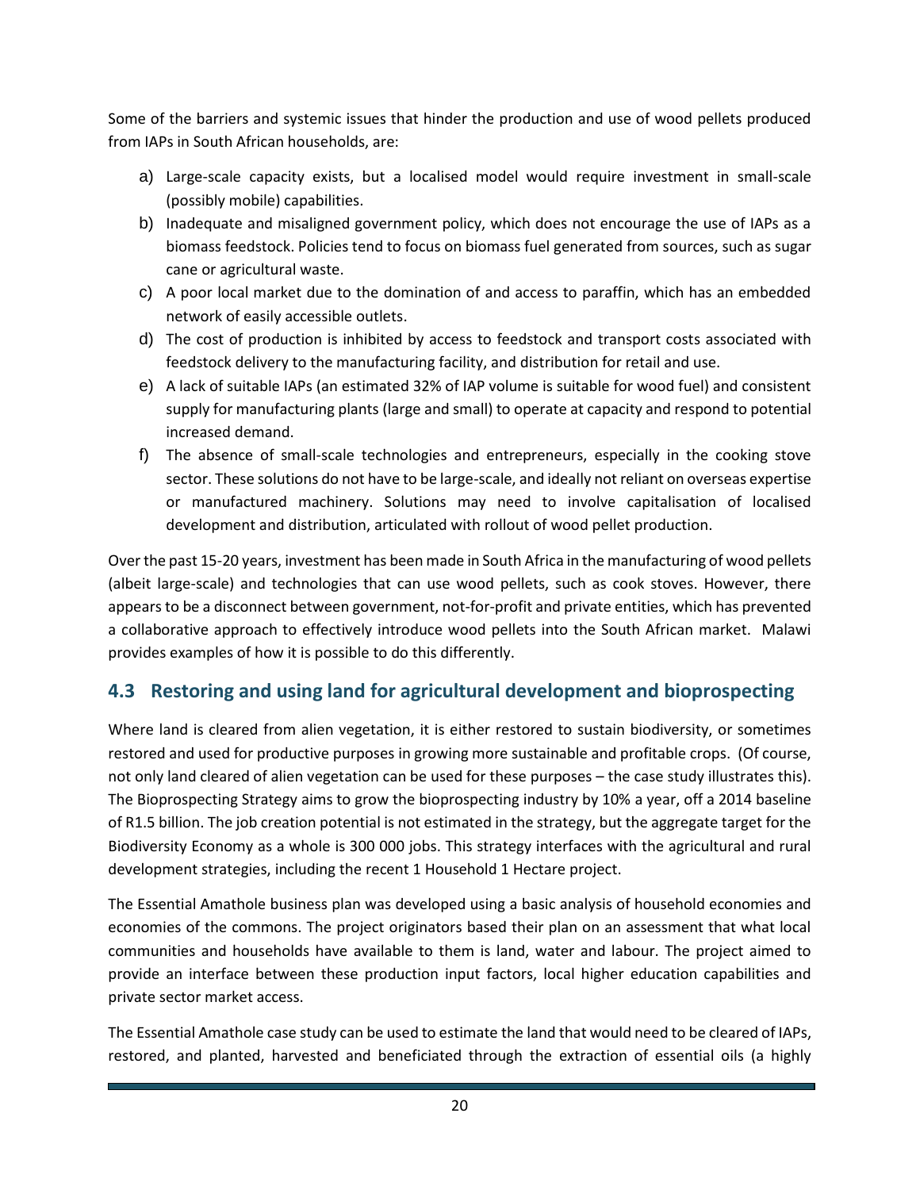Some of the barriers and systemic issues that hinder the production and use of wood pellets produced from IAPs in South African households, are:

a) Large-scale capacity exists, but a localised model would require investment in small-scale (possibly mobile) capabilities.
b) Inadequate and misaligned government policy, which does not encourage the use of IAPs as a biomass feedstock. Policies tend to focus on biomass fuel generated from sources, such as sugar cane or agricultural waste.
c) A poor local market due to the domination of and access to paraffin, which has an embedded network of easily accessible outlets.
d) The cost of production is inhibited by access to feedstock and transport costs associated with feedstock delivery to the manufacturing facility, and distribution for retail and use.
e) A lack of suitable IAPs (an estimated 32% of IAP volume is suitable for wood fuel) and consistent supply for manufacturing plants (large and small) to operate at capacity and respond to potential increased demand.
f) The absence of small-scale technologies and entrepreneurs, especially in the cooking stove sector. These solutions do not have to be large-scale, and ideally not reliant on overseas expertise or manufactured machinery. Solutions may need to involve capitalisation of localised development and distribution, articulated with rollout of wood pellet production.

Over the past 15-20 years, investment has been made in South Africa in the manufacturing of wood pellets (albeit large-scale) and technologies that can use wood pellets, such as cook stoves. However, there appears to be a disconnect between government, not-for-profit and private entities, which has prevented a collaborative approach to effectively introduce wood pellets into the South African market. Malawi provides examples of how it is possible to do this differently.

## 4.3 Restoring and using land for agricultural development and bioprospecting

Where land is cleared from alien vegetation, it is either restored to sustain biodiversity, or sometimes restored and used for productive purposes in growing more sustainable and profitable crops. (Of course, not only land cleared of alien vegetation can be used for these purposes – the case study illustrates this). The Bioprospecting Strategy aims to grow the bioprospecting industry by 10% a year, off a 2014 baseline of R1.5 billion. The job creation potential is not estimated in the strategy, but the aggregate target for the Biodiversity Economy as a whole is 300 000 jobs. This strategy interfaces with the agricultural and rural development strategies, including the recent 1 Household 1 Hectare project.

The Essential Amathole business plan was developed using a basic analysis of household economies and economies of the commons. The project originators based their plan on an assessment that what local communities and households have available to them is land, water and labour. The project aimed to provide an interface between these production input factors, local higher education capabilities and private sector market access.

The Essential Amathole case study can be used to estimate the land that would need to be cleared of IAPs, restored, and planted, harvested and beneficiated through the extraction of essential oils (a highly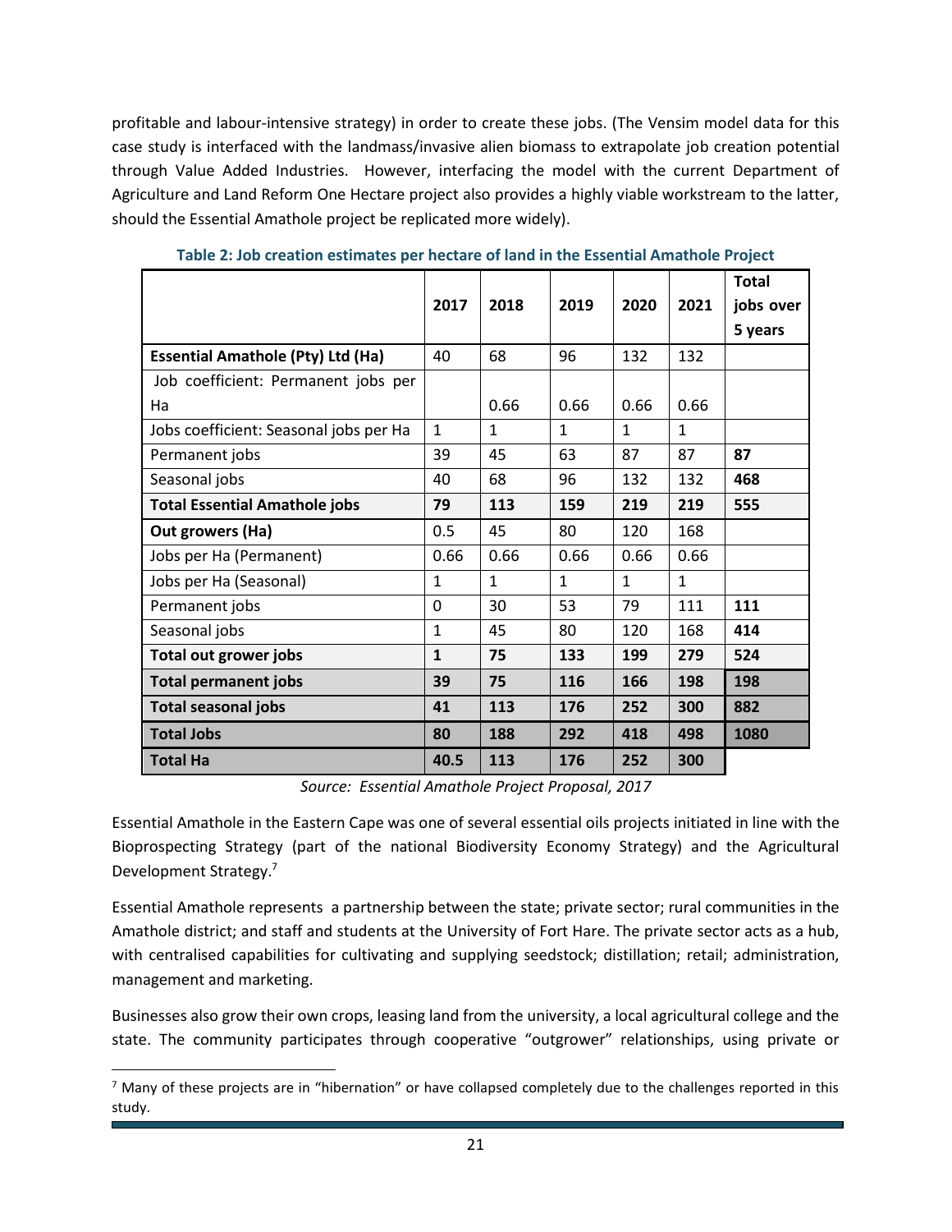profitable and labour-intensive strategy) in order to create these jobs. (The Vensim model data for this case study is interfaced with the landmass/invasive alien biomass to extrapolate job creation potential through Value Added Industries. However, interfacing the model with the current Department of Agriculture and Land Reform One Hectare project also provides a highly viable workstream to the latter, should the Essential Amathole project be replicated more widely).

**Table 2: Job creation estimates per hectare of land in the Essential Amathole Project**

| | 2017 | 2018 | 2019 | 2020 | 2021 | Total jobs over 5 years |
|---|---|---|---|---|---|---|
| **Essential Amathole (Pty) Ltd (Ha)** | 40 | 68 | 96 | 132 | 132 | |
| Job coefficient: Permanent jobs per Ha | | 0.66 | 0.66 | 0.66 | 0.66 | |
| Jobs coefficient: Seasonal jobs per Ha | 1 | 1 | 1 | 1 | 1 | |
| Permanent jobs | 39 | 45 | 63 | 87 | 87 | **87** |
| Seasonal jobs | 40 | 68 | 96 | 132 | 132 | **468** |
| **Total Essential Amathole jobs** | **79** | **113** | **159** | **219** | **219** | **555** |
| **Out growers (Ha)** | 0.5 | 45 | 80 | 120 | 168 | |
| Jobs per Ha (Permanent) | 0.66 | 0.66 | 0.66 | 0.66 | 0.66 | |
| Jobs per Ha (Seasonal) | 1 | 1 | 1 | 1 | 1 | |
| Permanent jobs | 0 | 30 | 53 | 79 | 111 | **111** |
| Seasonal jobs | 1 | 45 | 80 | 120 | 168 | **414** |
| **Total out grower jobs** | **1** | **75** | **133** | **199** | **279** | **524** |
| **Total permanent jobs** | **39** | **75** | **116** | **166** | **198** | **198** |
| **Total seasonal jobs** | **41** | **113** | **176** | **252** | **300** | **882** |
| **Total Jobs** | **80** | **188** | **292** | **418** | **498** | **1080** |
| **Total Ha** | **40.5** | **113** | **176** | **252** | **300** | |

*Source: Essential Amathole Project Proposal, 2017*

Essential Amathole in the Eastern Cape was one of several essential oils projects initiated in line with the Bioprospecting Strategy (part of the national Biodiversity Economy Strategy) and the Agricultural Development Strategy.[7]

Essential Amathole represents a partnership between the state; private sector; rural communities in the Amathole district; and staff and students at the University of Fort Hare. The private sector acts as a hub, with centralised capabilities for cultivating and supplying seedstock; distillation; retail; administration, management and marketing.

Businesses also grow their own crops, leasing land from the university, a local agricultural college and the state. The community participates through cooperative "outgrower" relationships, using private or

[7] Many of these projects are in "hibernation" or have collapsed completely due to the challenges reported in this study.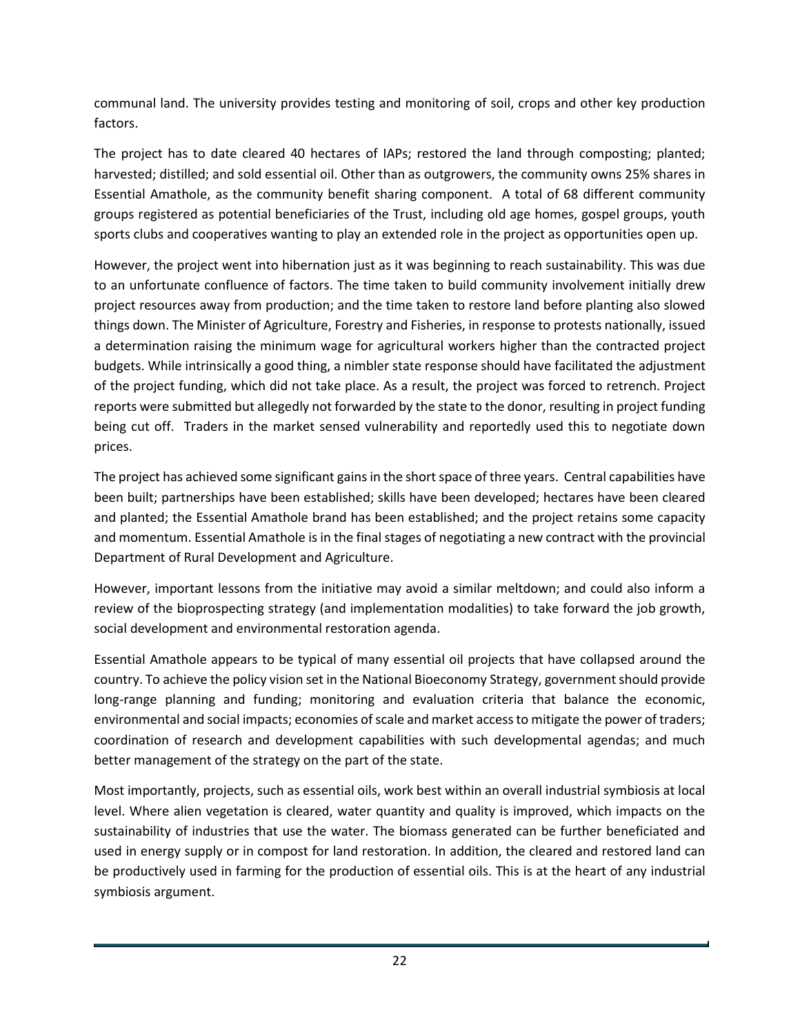communal land. The university provides testing and monitoring of soil, crops and other key production factors.

The project has to date cleared 40 hectares of IAPs; restored the land through composting; planted; harvested; distilled; and sold essential oil. Other than as outgrowers, the community owns 25% shares in Essential Amathole, as the community benefit sharing component. A total of 68 different community groups registered as potential beneficiaries of the Trust, including old age homes, gospel groups, youth sports clubs and cooperatives wanting to play an extended role in the project as opportunities open up.

However, the project went into hibernation just as it was beginning to reach sustainability. This was due to an unfortunate confluence of factors. The time taken to build community involvement initially drew project resources away from production; and the time taken to restore land before planting also slowed things down. The Minister of Agriculture, Forestry and Fisheries, in response to protests nationally, issued a determination raising the minimum wage for agricultural workers higher than the contracted project budgets. While intrinsically a good thing, a nimbler state response should have facilitated the adjustment of the project funding, which did not take place. As a result, the project was forced to retrench. Project reports were submitted but allegedly not forwarded by the state to the donor, resulting in project funding being cut off. Traders in the market sensed vulnerability and reportedly used this to negotiate down prices.

The project has achieved some significant gains in the short space of three years. Central capabilities have been built; partnerships have been established; skills have been developed; hectares have been cleared and planted; the Essential Amathole brand has been established; and the project retains some capacity and momentum. Essential Amathole is in the final stages of negotiating a new contract with the provincial Department of Rural Development and Agriculture.

However, important lessons from the initiative may avoid a similar meltdown; and could also inform a review of the bioprospecting strategy (and implementation modalities) to take forward the job growth, social development and environmental restoration agenda.

Essential Amathole appears to be typical of many essential oil projects that have collapsed around the country. To achieve the policy vision set in the National Bioeconomy Strategy, government should provide long-range planning and funding; monitoring and evaluation criteria that balance the economic, environmental and social impacts; economies of scale and market access to mitigate the power of traders; coordination of research and development capabilities with such developmental agendas; and much better management of the strategy on the part of the state.

Most importantly, projects, such as essential oils, work best within an overall industrial symbiosis at local level. Where alien vegetation is cleared, water quantity and quality is improved, which impacts on the sustainability of industries that use the water. The biomass generated can be further beneficiated and used in energy supply or in compost for land restoration. In addition, the cleared and restored land can be productively used in farming for the production of essential oils. This is at the heart of any industrial symbiosis argument.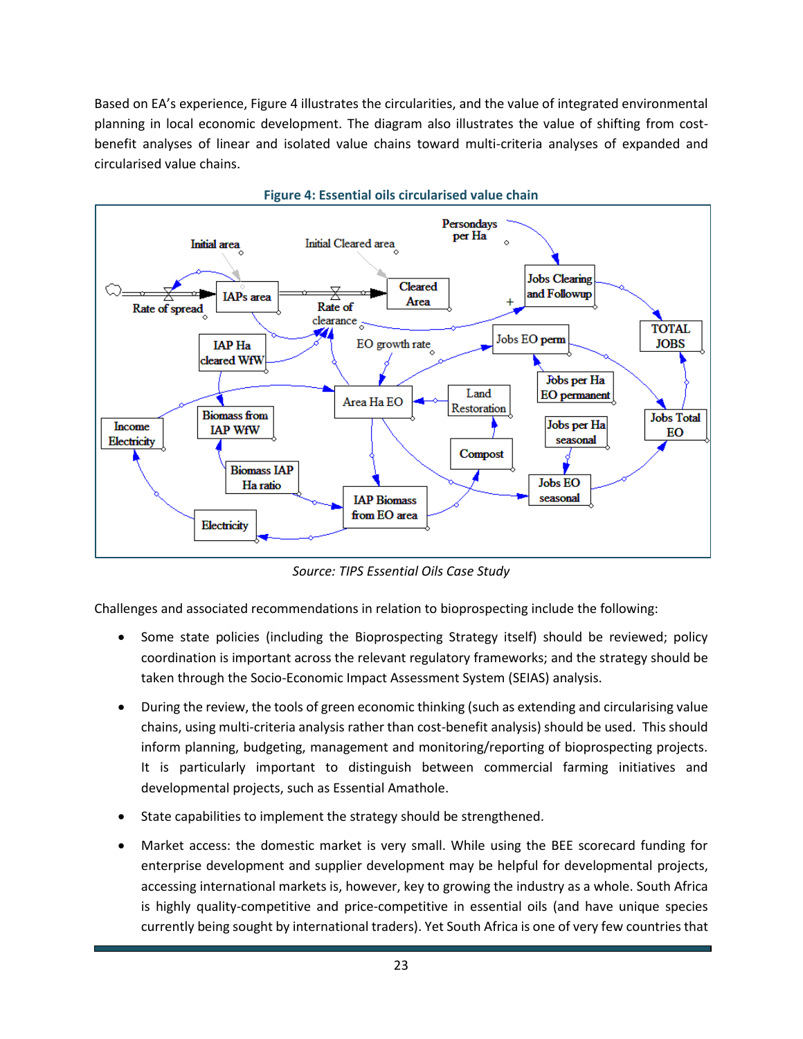Based on EA's experience, Figure 4 illustrates the circularities, and the value of integrated environmental planning in local economic development. The diagram also illustrates the value of shifting from cost-benefit analyses of linear and isolated value chains toward multi-criteria analyses of expanded and circularised value chains.

**Figure 4: Essential oils circularised value chain**

*Source: TIPS Essential Oils Case Study*

Challenges and associated recommendations in relation to bioprospecting include the following:

- Some state policies (including the Bioprospecting Strategy itself) should be reviewed; policy coordination is important across the relevant regulatory frameworks; and the strategy should be taken through the Socio-Economic Impact Assessment System (SEIAS) analysis.
- During the review, the tools of green economic thinking (such as extending and circularising value chains, using multi-criteria analysis rather than cost-benefit analysis) should be used. This should inform planning, budgeting, management and monitoring/reporting of bioprospecting projects. It is particularly important to distinguish between commercial farming initiatives and developmental projects, such as Essential Amathole.
- State capabilities to implement the strategy should be strengthened.
- Market access: the domestic market is very small. While using the BEE scorecard funding for enterprise development and supplier development may be helpful for developmental projects, accessing international markets is, however, key to growing the industry as a whole. South Africa is highly quality-competitive and price-competitive in essential oils (and have unique species currently being sought by international traders). Yet South Africa is one of very few countries that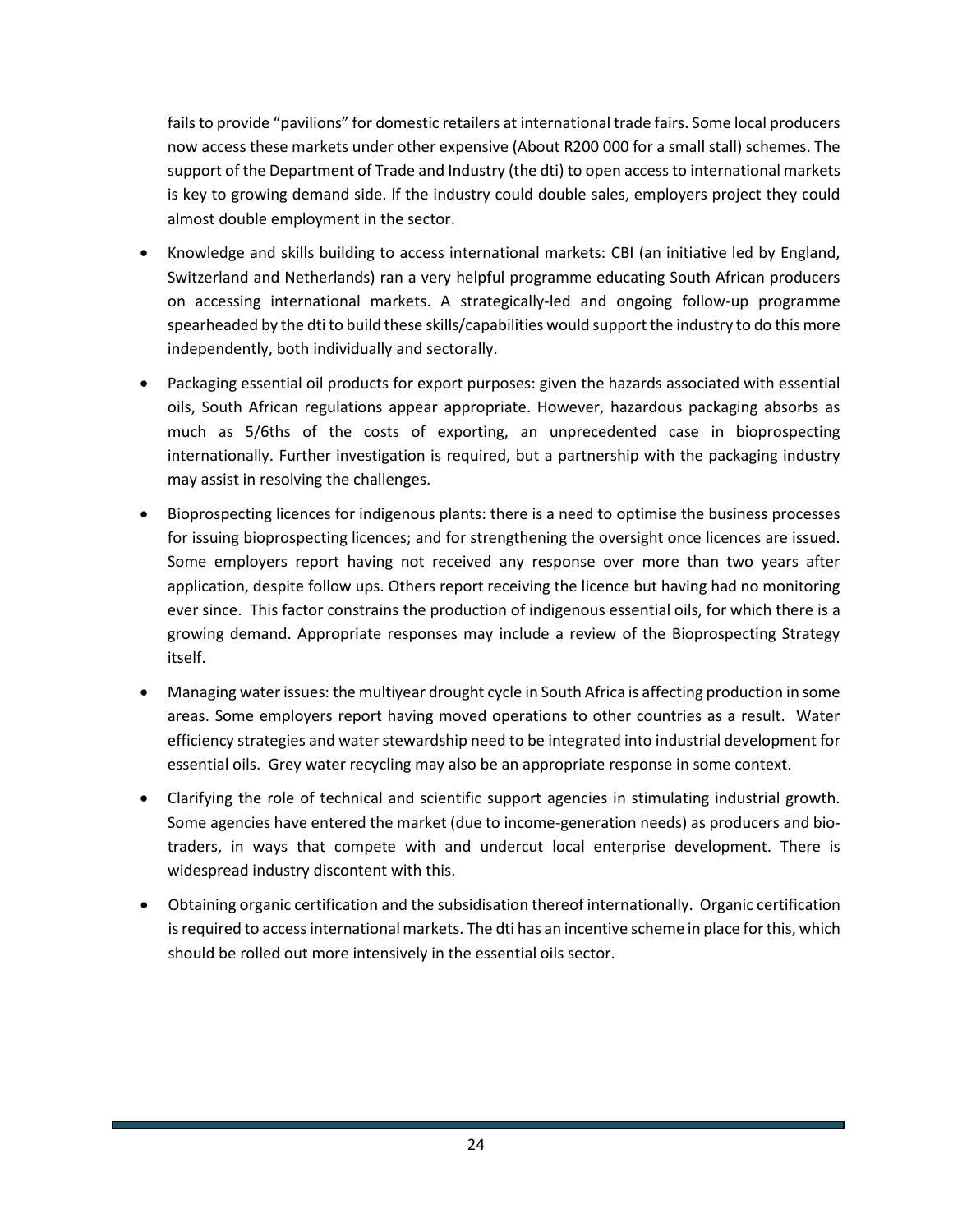fails to provide "pavilions" for domestic retailers at international trade fairs. Some local producers now access these markets under other expensive (About R200 000 for a small stall) schemes. The support of the Department of Trade and Industry (the dti) to open access to international markets is key to growing demand side. lf the industry could double sales, employers project they could almost double employment in the sector.

- Knowledge and skills building to access international markets: CBI (an initiative led by England, Switzerland and Netherlands) ran a very helpful programme educating South African producers on accessing international markets. A strategically-led and ongoing follow-up programme spearheaded by the dti to build these skills/capabilities would support the industry to do this more independently, both individually and sectorally.
- Packaging essential oil products for export purposes: given the hazards associated with essential oils, South African regulations appear appropriate. However, hazardous packaging absorbs as much as 5/6ths of the costs of exporting, an unprecedented case in bioprospecting internationally. Further investigation is required, but a partnership with the packaging industry may assist in resolving the challenges.
- Bioprospecting licences for indigenous plants: there is a need to optimise the business processes for issuing bioprospecting licences; and for strengthening the oversight once licences are issued. Some employers report having not received any response over more than two years after application, despite follow ups. Others report receiving the licence but having had no monitoring ever since. This factor constrains the production of indigenous essential oils, for which there is a growing demand. Appropriate responses may include a review of the Bioprospecting Strategy itself.
- Managing water issues: the multiyear drought cycle in South Africa is affecting production in some areas. Some employers report having moved operations to other countries as a result. Water efficiency strategies and water stewardship need to be integrated into industrial development for essential oils. Grey water recycling may also be an appropriate response in some context.
- Clarifying the role of technical and scientific support agencies in stimulating industrial growth. Some agencies have entered the market (due to income-generation needs) as producers and bio-traders, in ways that compete with and undercut local enterprise development. There is widespread industry discontent with this.
- Obtaining organic certification and the subsidisation thereof internationally. Organic certification is required to access international markets. The dti has an incentive scheme in place for this, which should be rolled out more intensively in the essential oils sector.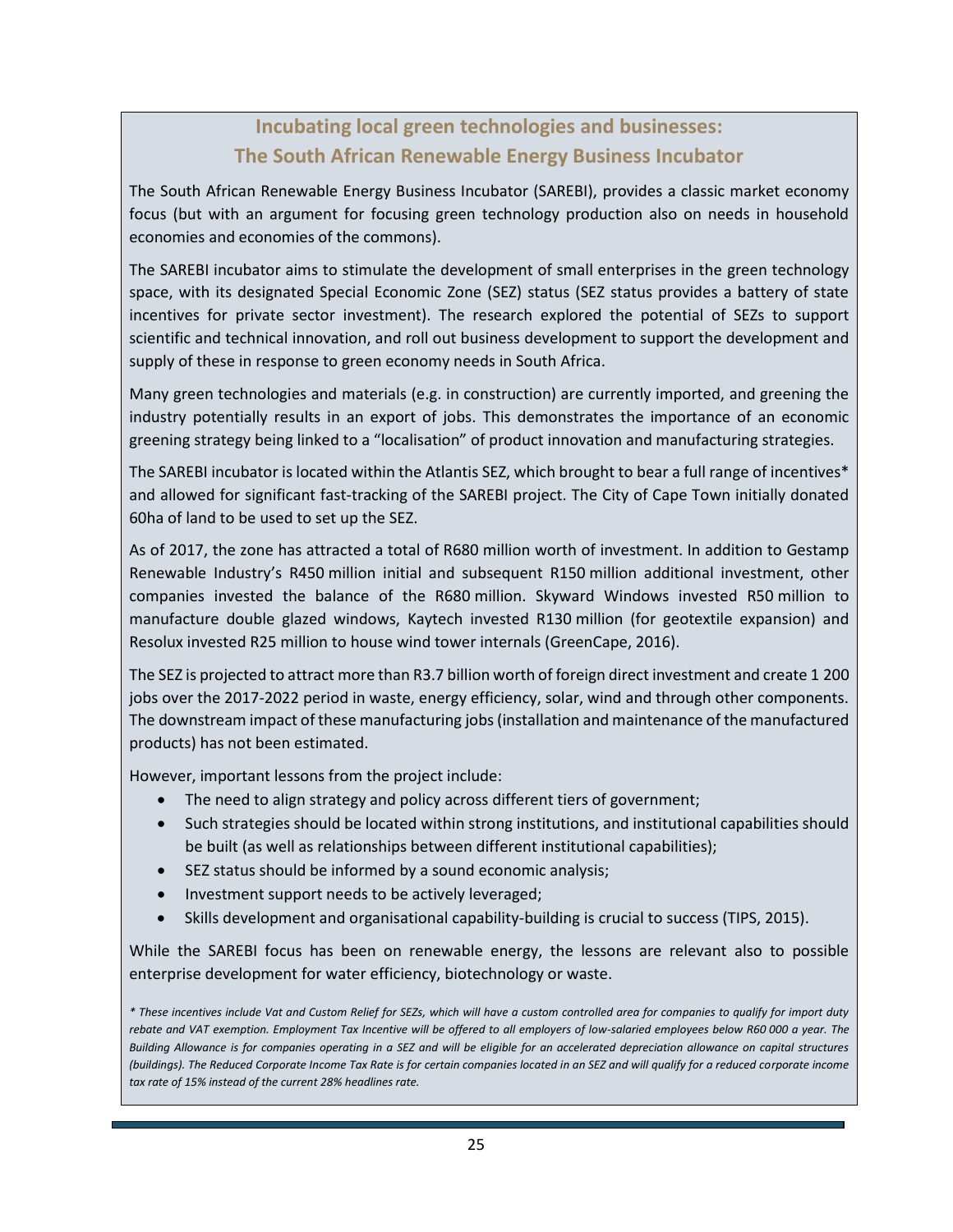## Incubating local green technologies and businesses: The South African Renewable Energy Business Incubator

The South African Renewable Energy Business Incubator (SAREBI), provides a classic market economy focus (but with an argument for focusing green technology production also on needs in household economies and economies of the commons).

The SAREBI incubator aims to stimulate the development of small enterprises in the green technology space, with its designated Special Economic Zone (SEZ) status (SEZ status provides a battery of state incentives for private sector investment). The research explored the potential of SEZs to support scientific and technical innovation, and roll out business development to support the development and supply of these in response to green economy needs in South Africa.

Many green technologies and materials (e.g. in construction) are currently imported, and greening the industry potentially results in an export of jobs. This demonstrates the importance of an economic greening strategy being linked to a "localisation" of product innovation and manufacturing strategies.

The SAREBI incubator is located within the Atlantis SEZ, which brought to bear a full range of incentives* and allowed for significant fast-tracking of the SAREBI project. The City of Cape Town initially donated 60ha of land to be used to set up the SEZ.

As of 2017, the zone has attracted a total of R680 million worth of investment. In addition to Gestamp Renewable Industry's R450 million initial and subsequent R150 million additional investment, other companies invested the balance of the R680 million. Skyward Windows invested R50 million to manufacture double glazed windows, Kaytech invested R130 million (for geotextile expansion) and Resolux invested R25 million to house wind tower internals (GreenCape, 2016).

The SEZ is projected to attract more than R3.7 billion worth of foreign direct investment and create 1 200 jobs over the 2017-2022 period in waste, energy efficiency, solar, wind and through other components. The downstream impact of these manufacturing jobs (installation and maintenance of the manufactured products) has not been estimated.

However, important lessons from the project include:

- The need to align strategy and policy across different tiers of government;
- Such strategies should be located within strong institutions, and institutional capabilities should be built (as well as relationships between different institutional capabilities);
- SEZ status should be informed by a sound economic analysis;
- Investment support needs to be actively leveraged;
- Skills development and organisational capability-building is crucial to success (TIPS, 2015).

While the SAREBI focus has been on renewable energy, the lessons are relevant also to possible enterprise development for water efficiency, biotechnology or waste.

*\* These incentives include Vat and Custom Relief for SEZs, which will have a custom controlled area for companies to qualify for import duty rebate and VAT exemption. Employment Tax Incentive will be offered to all employers of low-salaried employees below R60 000 a year. The Building Allowance is for companies operating in a SEZ and will be eligible for an accelerated depreciation allowance on capital structures (buildings). The Reduced Corporate Income Tax Rate is for certain companies located in an SEZ and will qualify for a reduced corporate income tax rate of 15% instead of the current 28% headlines rate.*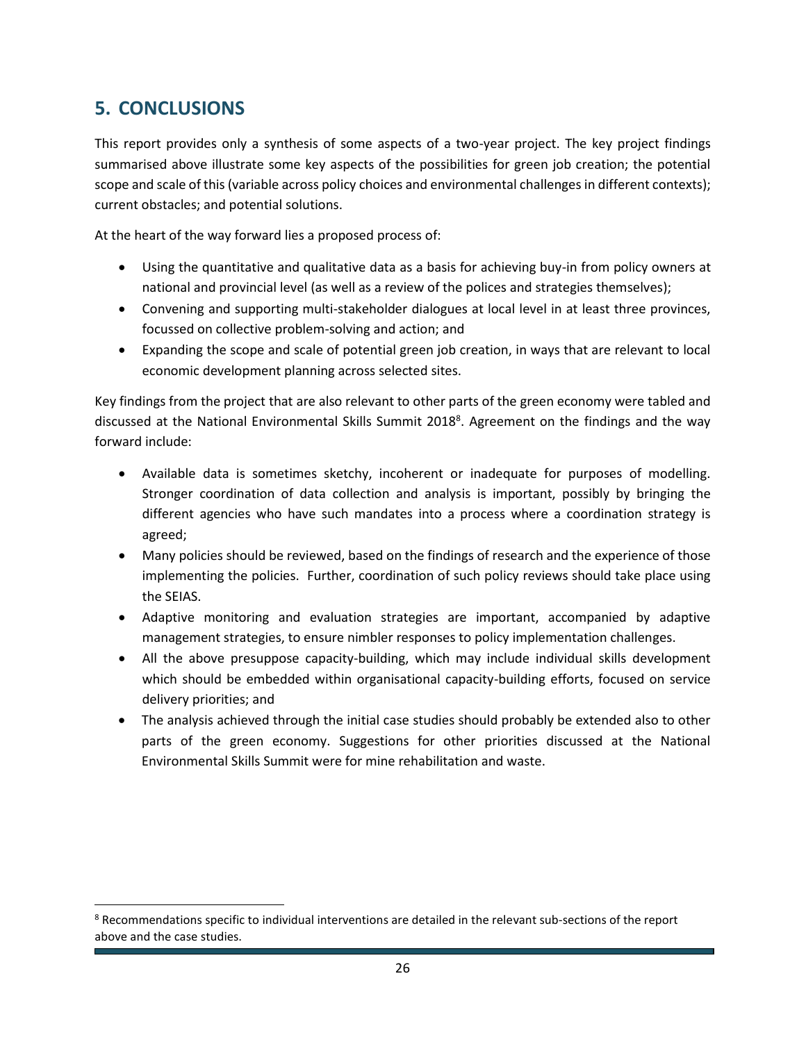## 5. CONCLUSIONS

This report provides only a synthesis of some aspects of a two-year project. The key project findings summarised above illustrate some key aspects of the possibilities for green job creation; the potential scope and scale of this (variable across policy choices and environmental challenges in different contexts); current obstacles; and potential solutions.

At the heart of the way forward lies a proposed process of:

- Using the quantitative and qualitative data as a basis for achieving buy-in from policy owners at national and provincial level (as well as a review of the polices and strategies themselves);
- Convening and supporting multi-stakeholder dialogues at local level in at least three provinces, focussed on collective problem-solving and action; and
- Expanding the scope and scale of potential green job creation, in ways that are relevant to local economic development planning across selected sites.

Key findings from the project that are also relevant to other parts of the green economy were tabled and discussed at the National Environmental Skills Summit 2018[8]. Agreement on the findings and the way forward include:

- Available data is sometimes sketchy, incoherent or inadequate for purposes of modelling. Stronger coordination of data collection and analysis is important, possibly by bringing the different agencies who have such mandates into a process where a coordination strategy is agreed;
- Many policies should be reviewed, based on the findings of research and the experience of those implementing the policies. Further, coordination of such policy reviews should take place using the SEIAS.
- Adaptive monitoring and evaluation strategies are important, accompanied by adaptive management strategies, to ensure nimbler responses to policy implementation challenges.
- All the above presuppose capacity-building, which may include individual skills development which should be embedded within organisational capacity-building efforts, focused on service delivery priorities; and
- The analysis achieved through the initial case studies should probably be extended also to other parts of the green economy. Suggestions for other priorities discussed at the National Environmental Skills Summit were for mine rehabilitation and waste.

[8] Recommendations specific to individual interventions are detailed in the relevant sub-sections of the report above and the case studies.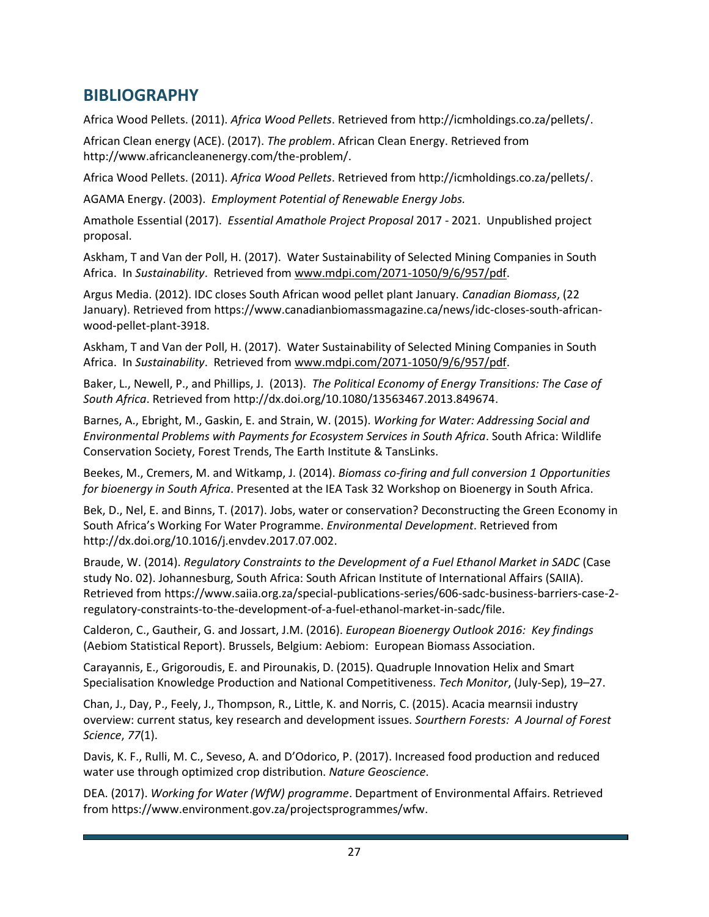## BIBLIOGRAPHY

Africa Wood Pellets. (2011). *Africa Wood Pellets*. Retrieved from http://icmholdings.co.za/pellets/.

African Clean energy (ACE). (2017). *The problem*. African Clean Energy. Retrieved from http://www.africancleanenergy.com/the-problem/.

Africa Wood Pellets. (2011). *Africa Wood Pellets*. Retrieved from http://icmholdings.co.za/pellets/.

AGAMA Energy. (2003). *Employment Potential of Renewable Energy Jobs.*

Amathole Essential (2017). *Essential Amathole Project Proposal* 2017 - 2021. Unpublished project proposal.

Askham, T and Van der Poll, H. (2017). Water Sustainability of Selected Mining Companies in South Africa. In *Sustainability*. Retrieved from www.mdpi.com/2071-1050/9/6/957/pdf.

Argus Media. (2012). IDC closes South African wood pellet plant January. *Canadian Biomass*, (22 January). Retrieved from https://www.canadianbiomassmagazine.ca/news/idc-closes-south-african-wood-pellet-plant-3918.

Askham, T and Van der Poll, H. (2017). Water Sustainability of Selected Mining Companies in South Africa. In *Sustainability*. Retrieved from www.mdpi.com/2071-1050/9/6/957/pdf.

Baker, L., Newell, P., and Phillips, J. (2013). *The Political Economy of Energy Transitions: The Case of South Africa*. Retrieved from http://dx.doi.org/10.1080/13563467.2013.849674.

Barnes, A., Ebright, M., Gaskin, E. and Strain, W. (2015). *Working for Water: Addressing Social and Environmental Problems with Payments for Ecosystem Services in South Africa*. South Africa: Wildlife Conservation Society, Forest Trends, The Earth Institute & TansLinks.

Beekes, M., Cremers, M. and Witkamp, J. (2014). *Biomass co-firing and full conversion 1 Opportunities for bioenergy in South Africa*. Presented at the IEA Task 32 Workshop on Bioenergy in South Africa.

Bek, D., Nel, E. and Binns, T. (2017). Jobs, water or conservation? Deconstructing the Green Economy in South Africa's Working For Water Programme. *Environmental Development*. Retrieved from http://dx.doi.org/10.1016/j.envdev.2017.07.002.

Braude, W. (2014). *Regulatory Constraints to the Development of a Fuel Ethanol Market in SADC* (Case study No. 02). Johannesburg, South Africa: South African Institute of International Affairs (SAIIA). Retrieved from https://www.saiia.org.za/special-publications-series/606-sadc-business-barriers-case-2-regulatory-constraints-to-the-development-of-a-fuel-ethanol-market-in-sadc/file.

Calderon, C., Gautheir, G. and Jossart, J.M. (2016). *European Bioenergy Outlook 2016: Key findings* (Aebiom Statistical Report). Brussels, Belgium: Aebiom: European Biomass Association.

Carayannis, E., Grigoroudis, E. and Pirounakis, D. (2015). Quadruple Innovation Helix and Smart Specialisation Knowledge Production and National Competitiveness. *Tech Monitor*, (July-Sep), 19–27.

Chan, J., Day, P., Feely, J., Thompson, R., Little, K. and Norris, C. (2015). Acacia mearnsii industry overview: current status, key research and development issues. *Sourthern Forests: A Journal of Forest Science*, *77*(1).

Davis, K. F., Rulli, M. C., Seveso, A. and D'Odorico, P. (2017). Increased food production and reduced water use through optimized crop distribution. *Nature Geoscience*.

DEA. (2017). *Working for Water (WfW) programme*. Department of Environmental Affairs. Retrieved from https://www.environment.gov.za/projectsprogrammes/wfw.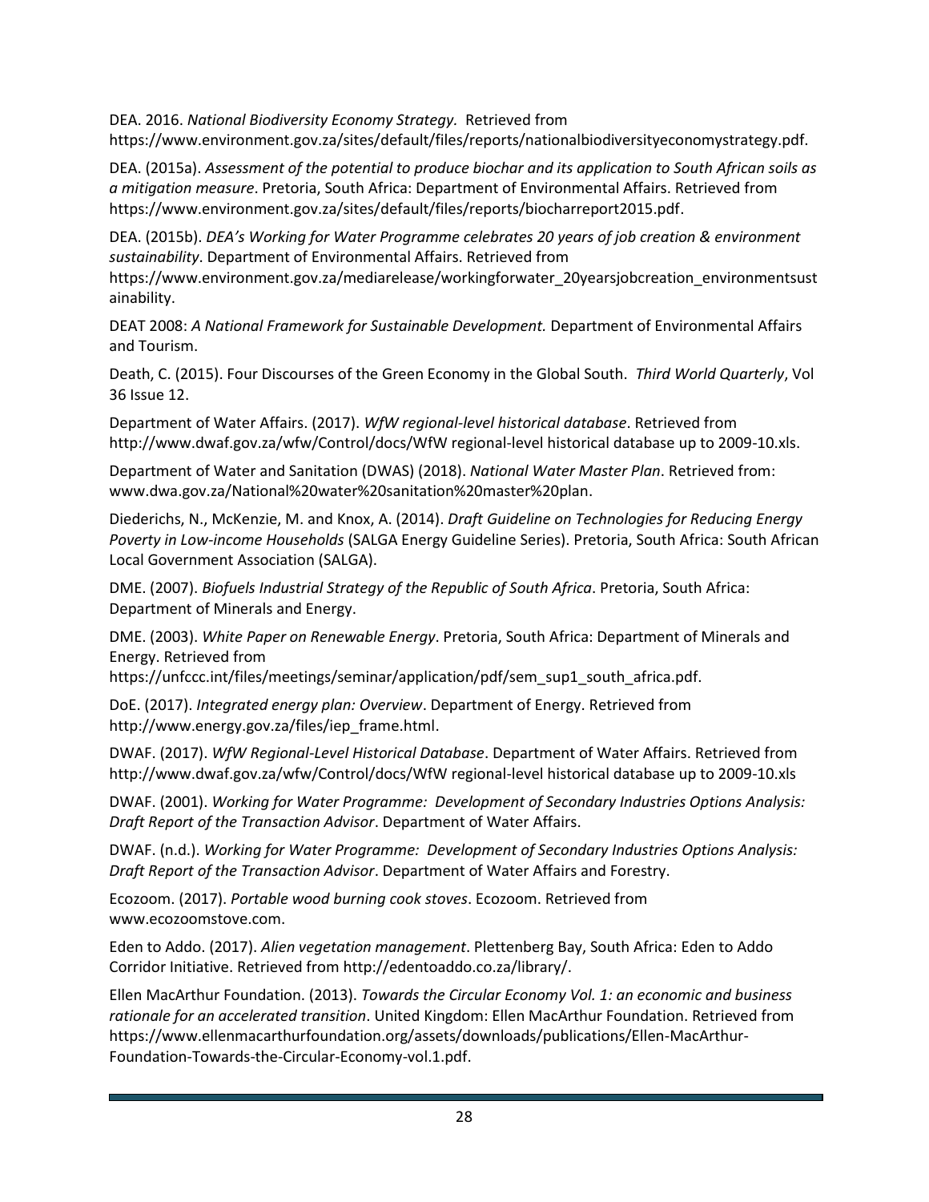DEA. 2016. *National Biodiversity Economy Strategy.* Retrieved from https://www.environment.gov.za/sites/default/files/reports/nationalbiodiversityeconomystrategy.pdf.

DEA. (2015a). *Assessment of the potential to produce biochar and its application to South African soils as a mitigation measure*. Pretoria, South Africa: Department of Environmental Affairs. Retrieved from https://www.environment.gov.za/sites/default/files/reports/biocharreport2015.pdf.

DEA. (2015b). *DEA's Working for Water Programme celebrates 20 years of job creation & environment sustainability*. Department of Environmental Affairs. Retrieved from https://www.environment.gov.za/mediarelease/workingforwater_20yearsjobcreation_environmentsustainability.

DEAT 2008: *A National Framework for Sustainable Development.* Department of Environmental Affairs and Tourism.

Death, C. (2015). Four Discourses of the Green Economy in the Global South. *Third World Quarterly*, Vol 36 Issue 12.

Department of Water Affairs. (2017). *WfW regional-level historical database*. Retrieved from http://www.dwaf.gov.za/wfw/Control/docs/WfW regional-level historical database up to 2009-10.xls.

Department of Water and Sanitation (DWAS) (2018). *National Water Master Plan*. Retrieved from: www.dwa.gov.za/National%20water%20sanitation%20master%20plan.

Diederichs, N., McKenzie, M. and Knox, A. (2014). *Draft Guideline on Technologies for Reducing Energy Poverty in Low-income Households* (SALGA Energy Guideline Series). Pretoria, South Africa: South African Local Government Association (SALGA).

DME. (2007). *Biofuels Industrial Strategy of the Republic of South Africa*. Pretoria, South Africa: Department of Minerals and Energy.

DME. (2003). *White Paper on Renewable Energy*. Pretoria, South Africa: Department of Minerals and Energy. Retrieved from https://unfccc.int/files/meetings/seminar/application/pdf/sem_sup1_south_africa.pdf.

DoE. (2017). *Integrated energy plan: Overview*. Department of Energy. Retrieved from http://www.energy.gov.za/files/iep_frame.html.

DWAF. (2017). *WfW Regional-Level Historical Database*. Department of Water Affairs. Retrieved from http://www.dwaf.gov.za/wfw/Control/docs/WfW regional-level historical database up to 2009-10.xls

DWAF. (2001). *Working for Water Programme: Development of Secondary Industries Options Analysis: Draft Report of the Transaction Advisor*. Department of Water Affairs.

DWAF. (n.d.). *Working for Water Programme: Development of Secondary Industries Options Analysis: Draft Report of the Transaction Advisor*. Department of Water Affairs and Forestry.

Ecozoom. (2017). *Portable wood burning cook stoves*. Ecozoom. Retrieved from www.ecozoomstove.com.

Eden to Addo. (2017). *Alien vegetation management*. Plettenberg Bay, South Africa: Eden to Addo Corridor Initiative. Retrieved from http://edentoaddo.co.za/library/.

Ellen MacArthur Foundation. (2013). *Towards the Circular Economy Vol. 1: an economic and business rationale for an accelerated transition*. United Kingdom: Ellen MacArthur Foundation. Retrieved from https://www.ellenmacarthurfoundation.org/assets/downloads/publications/Ellen-MacArthur-Foundation-Towards-the-Circular-Economy-vol.1.pdf.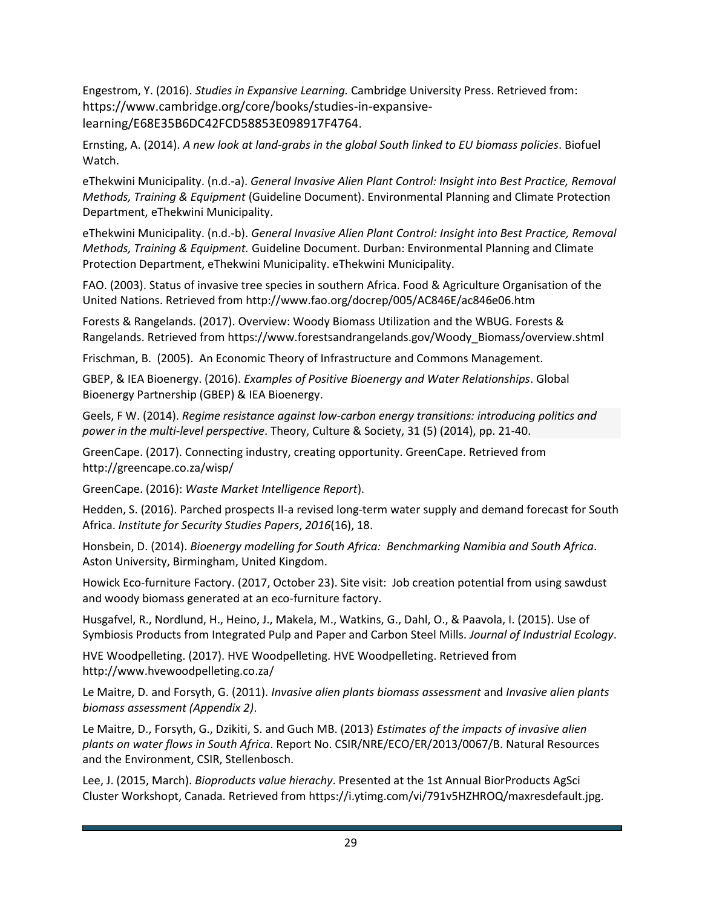Engestrom, Y. (2016). *Studies in Expansive Learning.* Cambridge University Press. Retrieved from: https://www.cambridge.org/core/books/studies-in-expansive-learning/E68E35B6DC42FCD58853E098917F4764.

Ernsting, A. (2014). *A new look at land-grabs in the global South linked to EU biomass policies*. Biofuel Watch.

eThekwini Municipality. (n.d.-a). *General Invasive Alien Plant Control: Insight into Best Practice, Removal Methods, Training & Equipment* (Guideline Document). Environmental Planning and Climate Protection Department, eThekwini Municipality.

eThekwini Municipality. (n.d.-b). *General Invasive Alien Plant Control: Insight into Best Practice, Removal Methods, Training & Equipment.* Guideline Document. Durban: Environmental Planning and Climate Protection Department, eThekwini Municipality. eThekwini Municipality.

FAO. (2003). Status of invasive tree species in southern Africa. Food & Agriculture Organisation of the United Nations. Retrieved from http://www.fao.org/docrep/005/AC846E/ac846e06.htm

Forests & Rangelands. (2017). Overview: Woody Biomass Utilization and the WBUG. Forests & Rangelands. Retrieved from https://www.forestsandrangelands.gov/Woody_Biomass/overview.shtml

Frischman, B. (2005). An Economic Theory of Infrastructure and Commons Management.

GBEP, & IEA Bioenergy. (2016). *Examples of Positive Bioenergy and Water Relationships*. Global Bioenergy Partnership (GBEP) & IEA Bioenergy.

Geels, F W. (2014). *Regime resistance against low-carbon energy transitions: introducing politics and power in the multi-level perspective*. Theory, Culture & Society, 31 (5) (2014), pp. 21-40.

GreenCape. (2017). Connecting industry, creating opportunity. GreenCape. Retrieved from http://greencape.co.za/wisp/

GreenCape. (2016): *Waste Market Intelligence Report*).

Hedden, S. (2016). Parched prospects II-a revised long-term water supply and demand forecast for South Africa. *Institute for Security Studies Papers*, *2016*(16), 18.

Honsbein, D. (2014). *Bioenergy modelling for South Africa: Benchmarking Namibia and South Africa*. Aston University, Birmingham, United Kingdom.

Howick Eco-furniture Factory. (2017, October 23). Site visit: Job creation potential from using sawdust and woody biomass generated at an eco-furniture factory.

Husgafvel, R., Nordlund, H., Heino, J., Makela, M., Watkins, G., Dahl, O., & Paavola, I. (2015). Use of Symbiosis Products from Integrated Pulp and Paper and Carbon Steel Mills. *Journal of Industrial Ecology*.

HVE Woodpelleting. (2017). HVE Woodpelleting. HVE Woodpelleting. Retrieved from http://www.hvewoodpelleting.co.za/

Le Maitre, D. and Forsyth, G. (2011). *Invasive alien plants biomass assessment* and *Invasive alien plants biomass assessment (Appendix 2)*.

Le Maitre, D., Forsyth, G., Dzikiti, S. and Guch MB. (2013) *Estimates of the impacts of invasive alien plants on water flows in South Africa*. Report No. CSIR/NRE/ECO/ER/2013/0067/B. Natural Resources and the Environment, CSIR, Stellenbosch.

Lee, J. (2015, March). *Bioproducts value hierachy*. Presented at the 1st Annual BiorProducts AgSci Cluster Workshopt, Canada. Retrieved from https://i.ytimg.com/vi/791v5HZHROQ/maxresdefault.jpg.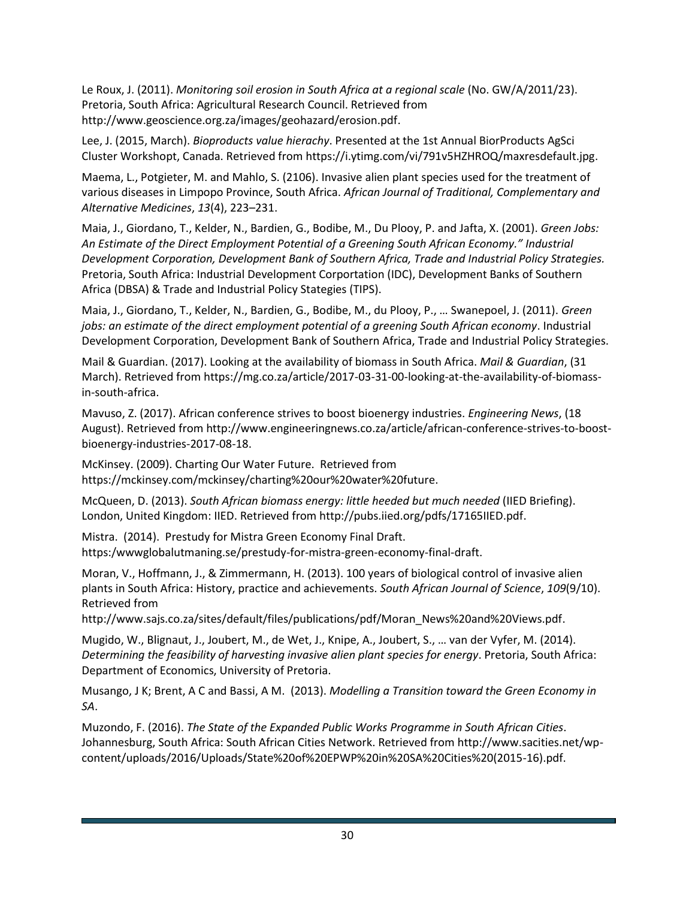Le Roux, J. (2011). *Monitoring soil erosion in South Africa at a regional scale* (No. GW/A/2011/23). Pretoria, South Africa: Agricultural Research Council. Retrieved from http://www.geoscience.org.za/images/geohazard/erosion.pdf.

Lee, J. (2015, March). *Bioproducts value hierachy*. Presented at the 1st Annual BiorProducts AgSci Cluster Workshopt, Canada. Retrieved from https://i.ytimg.com/vi/791v5HZHROQ/maxresdefault.jpg.

Maema, L., Potgieter, M. and Mahlo, S. (2106). Invasive alien plant species used for the treatment of various diseases in Limpopo Province, South Africa. *African Journal of Traditional, Complementary and Alternative Medicines*, *13*(4), 223–231.

Maia, J., Giordano, T., Kelder, N., Bardien, G., Bodibe, M., Du Plooy, P. and Jafta, X. (2001). *Green Jobs: An Estimate of the Direct Employment Potential of a Greening South African Economy." Industrial Development Corporation, Development Bank of Southern Africa, Trade and Industrial Policy Strategies.* Pretoria, South Africa: Industrial Development Corportation (IDC), Development Banks of Southern Africa (DBSA) & Trade and Industrial Policy Stategies (TIPS).

Maia, J., Giordano, T., Kelder, N., Bardien, G., Bodibe, M., du Plooy, P., … Swanepoel, J. (2011). *Green jobs: an estimate of the direct employment potential of a greening South African economy*. Industrial Development Corporation, Development Bank of Southern Africa, Trade and Industrial Policy Strategies.

Mail & Guardian. (2017). Looking at the availability of biomass in South Africa. *Mail & Guardian*, (31 March). Retrieved from https://mg.co.za/article/2017-03-31-00-looking-at-the-availability-of-biomass-in-south-africa.

Mavuso, Z. (2017). African conference strives to boost bioenergy industries. *Engineering News*, (18 August). Retrieved from http://www.engineeringnews.co.za/article/african-conference-strives-to-boost-bioenergy-industries-2017-08-18.

McKinsey. (2009). Charting Our Water Future. Retrieved from https://mckinsey.com/mckinsey/charting%20our%20water%20future.

McQueen, D. (2013). *South African biomass energy: little heeded but much needed* (IIED Briefing). London, United Kingdom: IIED. Retrieved from http://pubs.iied.org/pdfs/17165IIED.pdf.

Mistra. (2014). Prestudy for Mistra Green Economy Final Draft. https:/wwwglobalutmaning.se/prestudy-for-mistra-green-economy-final-draft.

Moran, V., Hoffmann, J., & Zimmermann, H. (2013). 100 years of biological control of invasive alien plants in South Africa: History, practice and achievements. *South African Journal of Science*, *109*(9/10). Retrieved from http://www.sajs.co.za/sites/default/files/publications/pdf/Moran_News%20and%20Views.pdf.

Mugido, W., Blignaut, J., Joubert, M., de Wet, J., Knipe, A., Joubert, S., … van der Vyfer, M. (2014). *Determining the feasibility of harvesting invasive alien plant species for energy*. Pretoria, South Africa: Department of Economics, University of Pretoria.

Musango, J K; Brent, A C and Bassi, A M. (2013). *Modelling a Transition toward the Green Economy in SA*.

Muzondo, F. (2016). *The State of the Expanded Public Works Programme in South African Cities*. Johannesburg, South Africa: South African Cities Network. Retrieved from http://www.sacities.net/wp-content/uploads/2016/Uploads/State%20of%20EPWP%20in%20SA%20Cities%20(2015-16).pdf.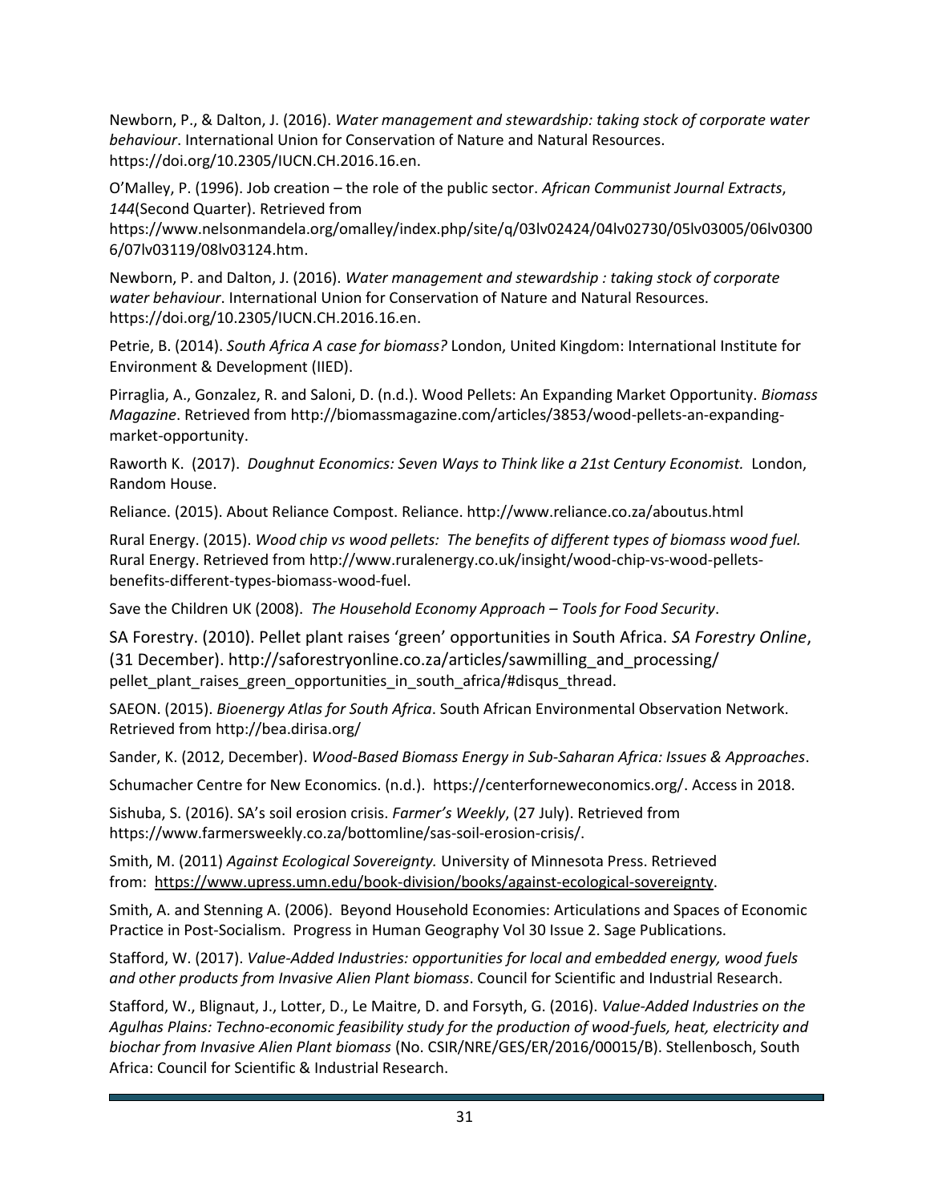Newborn, P., & Dalton, J. (2016). *Water management and stewardship: taking stock of corporate water behaviour*. International Union for Conservation of Nature and Natural Resources. https://doi.org/10.2305/IUCN.CH.2016.16.en.

O'Malley, P. (1996). Job creation – the role of the public sector. *African Communist Journal Extracts*, *144*(Second Quarter). Retrieved from https://www.nelsonmandela.org/omalley/index.php/site/q/03lv02424/04lv02730/05lv03005/06lv03006/07lv03119/08lv03124.htm.

Newborn, P. and Dalton, J. (2016). *Water management and stewardship : taking stock of corporate water behaviour*. International Union for Conservation of Nature and Natural Resources. https://doi.org/10.2305/IUCN.CH.2016.16.en.

Petrie, B. (2014). *South Africa A case for biomass?* London, United Kingdom: International Institute for Environment & Development (IIED).

Pirraglia, A., Gonzalez, R. and Saloni, D. (n.d.). Wood Pellets: An Expanding Market Opportunity. *Biomass Magazine*. Retrieved from http://biomassmagazine.com/articles/3853/wood-pellets-an-expanding-market-opportunity.

Raworth K. (2017). *Doughnut Economics: Seven Ways to Think like a 21st Century Economist.* London, Random House.

Reliance. (2015). About Reliance Compost. Reliance. http://www.reliance.co.za/aboutus.html

Rural Energy. (2015). *Wood chip vs wood pellets: The benefits of different types of biomass wood fuel.* Rural Energy. Retrieved from http://www.ruralenergy.co.uk/insight/wood-chip-vs-wood-pellets-benefits-different-types-biomass-wood-fuel.

Save the Children UK (2008). *The Household Economy Approach – Tools for Food Security*.

SA Forestry. (2010). Pellet plant raises 'green' opportunities in South Africa. *SA Forestry Online*, (31 December). http://saforestryonline.co.za/articles/sawmilling_and_processing/pellet_plant_raises_green_opportunities_in_south_africa/#disqus_thread.

SAEON. (2015). *Bioenergy Atlas for South Africa*. South African Environmental Observation Network. Retrieved from http://bea.dirisa.org/

Sander, K. (2012, December). *Wood-Based Biomass Energy in Sub-Saharan Africa: Issues & Approaches*.

Schumacher Centre for New Economics. (n.d.). https://centerforneweconomics.org/. Access in 2018.

Sishuba, S. (2016). SA's soil erosion crisis. *Farmer's Weekly*, (27 July). Retrieved from https://www.farmersweekly.co.za/bottomline/sas-soil-erosion-crisis/.

Smith, M. (2011) *Against Ecological Sovereignty.* University of Minnesota Press. Retrieved from: https://www.upress.umn.edu/book-division/books/against-ecological-sovereignty.

Smith, A. and Stenning A. (2006). Beyond Household Economies: Articulations and Spaces of Economic Practice in Post-Socialism. Progress in Human Geography Vol 30 Issue 2. Sage Publications.

Stafford, W. (2017). *Value-Added Industries: opportunities for local and embedded energy, wood fuels and other products from Invasive Alien Plant biomass*. Council for Scientific and Industrial Research.

Stafford, W., Blignaut, J., Lotter, D., Le Maitre, D. and Forsyth, G. (2016). *Value-Added Industries on the Agulhas Plains: Techno-economic feasibility study for the production of wood-fuels, heat, electricity and biochar from Invasive Alien Plant biomass* (No. CSIR/NRE/GES/ER/2016/00015/B). Stellenbosch, South Africa: Council for Scientific & Industrial Research.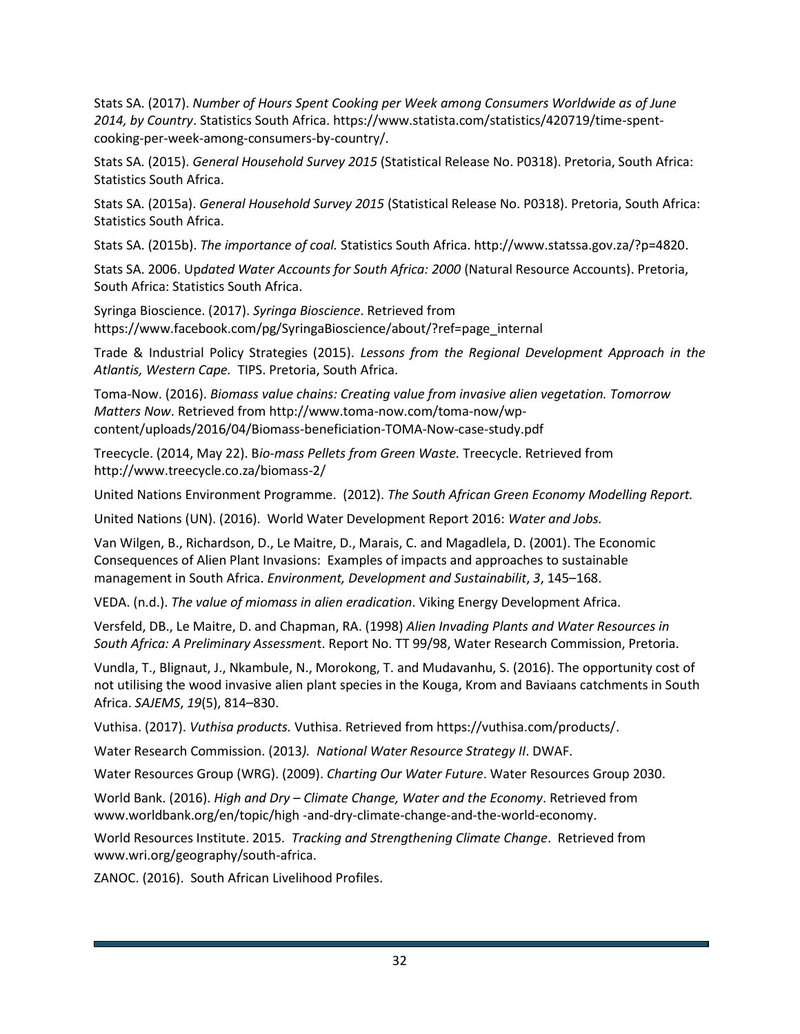Stats SA. (2017). *Number of Hours Spent Cooking per Week among Consumers Worldwide as of June 2014, by Country*. Statistics South Africa. https://www.statista.com/statistics/420719/time-spent-cooking-per-week-among-consumers-by-country/.

Stats SA. (2015). *General Household Survey 2015* (Statistical Release No. P0318). Pretoria, South Africa: Statistics South Africa.

Stats SA. (2015a). *General Household Survey 2015* (Statistical Release No. P0318). Pretoria, South Africa: Statistics South Africa.

Stats SA. (2015b). *The importance of coal.* Statistics South Africa. http://www.statssa.gov.za/?p=4820.

Stats SA. 2006. Up*dated Water Accounts for South Africa: 2000* (Natural Resource Accounts). Pretoria, South Africa: Statistics South Africa.

Syringa Bioscience. (2017). *Syringa Bioscience*. Retrieved from https://www.facebook.com/pg/SyringaBioscience/about/?ref=page_internal

Trade & Industrial Policy Strategies (2015). *Lessons from the Regional Development Approach in the Atlantis, Western Cape.* TIPS. Pretoria, South Africa.

Toma-Now. (2016). *Biomass value chains: Creating value from invasive alien vegetation. Tomorrow Matters Now*. Retrieved from http://www.toma-now.com/toma-now/wp-content/uploads/2016/04/Biomass-beneficiation-TOMA-Now-case-study.pdf

Treecycle. (2014, May 22). B*io-mass Pellets from Green Waste.* Treecycle. Retrieved from http://www.treecycle.co.za/biomass-2/

United Nations Environment Programme. (2012). *The South African Green Economy Modelling Report.*

United Nations (UN). (2016). World Water Development Report 2016: *Water and Jobs.*

Van Wilgen, B., Richardson, D., Le Maitre, D., Marais, C. and Magadlela, D. (2001). The Economic Consequences of Alien Plant Invasions: Examples of impacts and approaches to sustainable management in South Africa. *Environment, Development and Sustainabilit*, *3*, 145–168.

VEDA. (n.d.). *The value of miomass in alien eradication*. Viking Energy Development Africa.

Versfeld, DB., Le Maitre, D. and Chapman, RA. (1998) *Alien Invading Plants and Water Resources in South Africa: A Preliminary Assessmen*t. Report No. TT 99/98, Water Research Commission, Pretoria.

Vundla, T., Blignaut, J., Nkambule, N., Morokong, T. and Mudavanhu, S. (2016). The opportunity cost of not utilising the wood invasive alien plant species in the Kouga, Krom and Baviaans catchments in South Africa. *SAJEMS*, *19*(5), 814–830.

Vuthisa. (2017). *Vuthisa products.* Vuthisa. Retrieved from https://vuthisa.com/products/.

Water Research Commission. (2013*). National Water Resource Strategy II*. DWAF.

Water Resources Group (WRG). (2009). *Charting Our Water Future*. Water Resources Group 2030.

World Bank. (2016). *High and Dry – Climate Change, Water and the Economy*. Retrieved from www.worldbank.org/en/topic/high -and-dry-climate-change-and-the-world-economy.

World Resources Institute. 2015. *Tracking and Strengthening Climate Change*. Retrieved from www.wri.org/geography/south-africa.

ZANOC. (2016). South African Livelihood Profiles.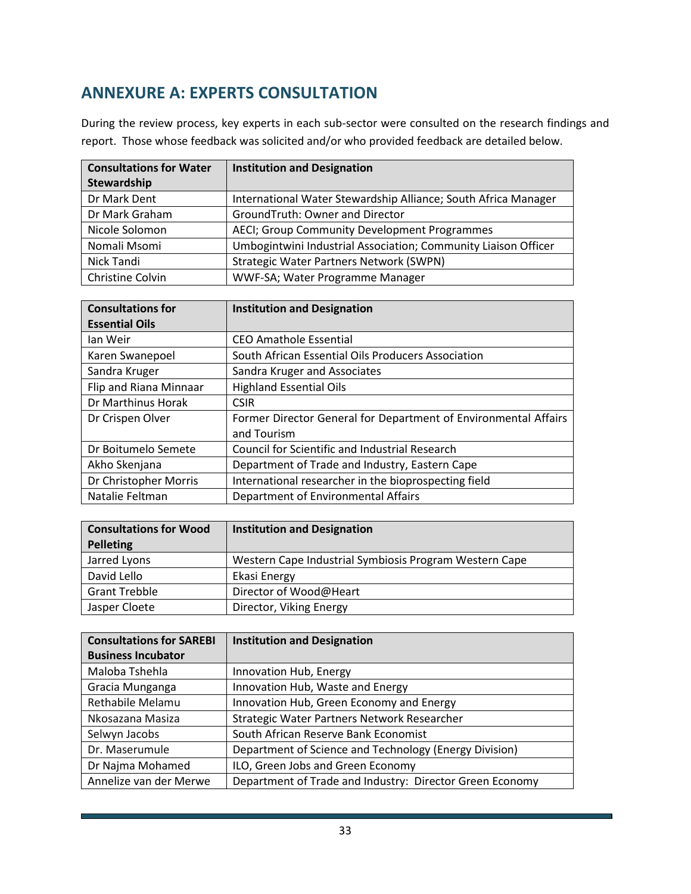## ANNEXURE A: EXPERTS CONSULTATION

During the review process, key experts in each sub-sector were consulted on the research findings and report. Those whose feedback was solicited and/or who provided feedback are detailed below.

| Consultations for Water Stewardship | Institution and Designation |
|---|---|
| Dr Mark Dent | International Water Stewardship Alliance; South Africa Manager |
| Dr Mark Graham | GroundTruth: Owner and Director |
| Nicole Solomon | AECI; Group Community Development Programmes |
| Nomali Msomi | Umbogintwini Industrial Association; Community Liaison Officer |
| Nick Tandi | Strategic Water Partners Network (SWPN) |
| Christine Colvin | WWF-SA; Water Programme Manager |

| Consultations for Essential Oils | Institution and Designation |
|---|---|
| Ian Weir | CEO Amathole Essential |
| Karen Swanepoel | South African Essential Oils Producers Association |
| Sandra Kruger | Sandra Kruger and Associates |
| Flip and Riana Minnaar | Highland Essential Oils |
| Dr Marthinus Horak | CSIR |
| Dr Crispen Olver | Former Director General for Department of Environmental Affairs and Tourism |
| Dr Boitumelo Semete | Council for Scientific and Industrial Research |
| Akho Skenjana | Department of Trade and Industry, Eastern Cape |
| Dr Christopher Morris | International researcher in the bioprospecting field |
| Natalie Feltman | Department of Environmental Affairs |

| Consultations for Wood Pelleting | Institution and Designation |
|---|---|
| Jarred Lyons | Western Cape Industrial Symbiosis Program Western Cape |
| David Lello | Ekasi Energy |
| Grant Trebble | Director of Wood@Heart |
| Jasper Cloete | Director, Viking Energy |

| Consultations for SAREBI Business Incubator | Institution and Designation |
|---|---|
| Maloba Tshehla | Innovation Hub, Energy |
| Gracia Munganga | Innovation Hub, Waste and Energy |
| Rethabile Melamu | Innovation Hub, Green Economy and Energy |
| Nkosazana Masiza | Strategic Water Partners Network Researcher |
| Selwyn Jacobs | South African Reserve Bank Economist |
| Dr. Maserumule | Department of Science and Technology (Energy Division) |
| Dr Najma Mohamed | ILO, Green Jobs and Green Economy |
| Annelize van der Merwe | Department of Trade and Industry: Director Green Economy |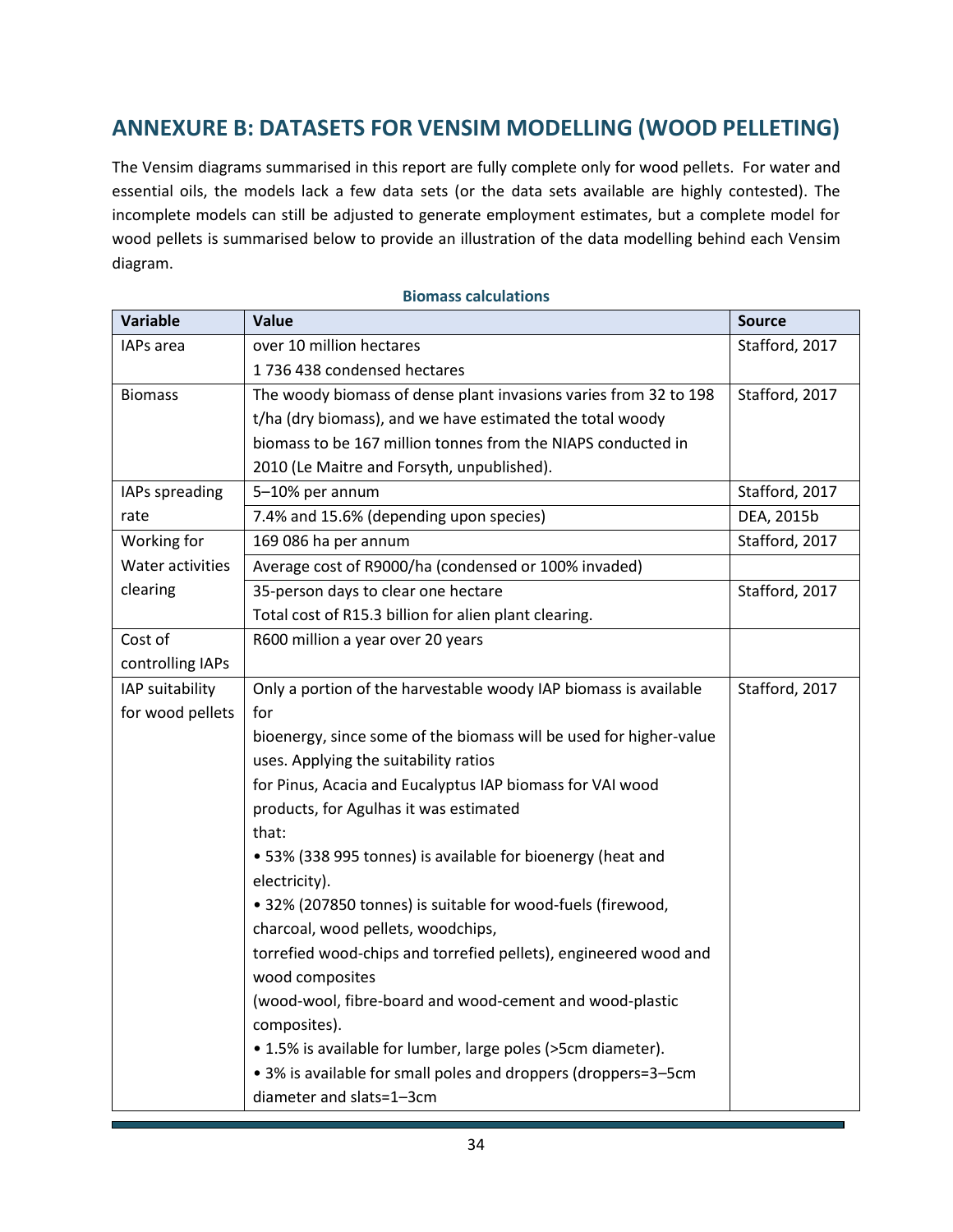## ANNEXURE B: DATASETS FOR VENSIM MODELLING (WOOD PELLETING)

The Vensim diagrams summarised in this report are fully complete only for wood pellets. For water and essential oils, the models lack a few data sets (or the data sets available are highly contested). The incomplete models can still be adjusted to generate employment estimates, but a complete model for wood pellets is summarised below to provide an illustration of the data modelling behind each Vensim diagram.

**Biomass calculations**

| Variable | Value | Source |
|---|---|---|
| IAPs area | over 10 million hectares<br>1 736 438 condensed hectares | Stafford, 2017 |
| Biomass | The woody biomass of dense plant invasions varies from 32 to 198 t/ha (dry biomass), and we have estimated the total woody biomass to be 167 million tonnes from the NIAPS conducted in 2010 (Le Maitre and Forsyth, unpublished). | Stafford, 2017 |
| IAPs spreading rate | 5–10% per annum | Stafford, 2017 |
| | 7.4% and 15.6% (depending upon species) | DEA, 2015b |
| Working for Water activities clearing | 169 086 ha per annum | Stafford, 2017 |
| | Average cost of R9000/ha (condensed or 100% invaded) | |
| | 35-person days to clear one hectare<br>Total cost of R15.3 billion for alien plant clearing. | Stafford, 2017 |
| Cost of controlling IAPs | R600 million a year over 20 years | |
| IAP suitability for wood pellets | Only a portion of the harvestable woody IAP biomass is available for<br>bioenergy, since some of the biomass will be used for higher-value uses. Applying the suitability ratios<br>for Pinus, Acacia and Eucalyptus IAP biomass for VAI wood products, for Agulhas it was estimated<br>that:<br>• 53% (338 995 tonnes) is available for bioenergy (heat and electricity).<br>• 32% (207850 tonnes) is suitable for wood-fuels (firewood, charcoal, wood pellets, woodchips,<br>torrefied wood-chips and torrefied pellets), engineered wood and wood composites<br>(wood-wool, fibre-board and wood-cement and wood-plastic composites).<br>• 1.5% is available for lumber, large poles (>5cm diameter).<br>• 3% is available for small poles and droppers (droppers=3–5cm diameter and slats=1–3cm | Stafford, 2017 |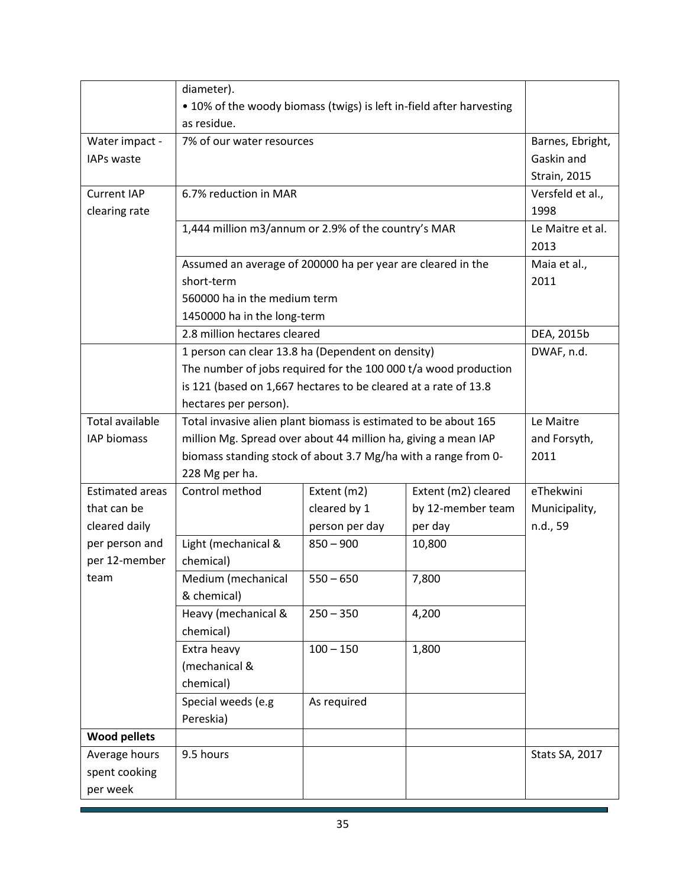|  |  |  |  |  |
|---|---|---|---|---|
|  | diameter).<br>• 10% of the woody biomass (twigs) is left in-field after harvesting as residue. |  |  |  |
| Water impact - IAPs waste | 7% of our water resources |  |  | Barnes, Ebright, Gaskin and Strain, 2015 |
| Current IAP clearing rate | 6.7% reduction in MAR |  |  | Versfeld et al., 1998 |
|  | 1,444 million m3/annum or 2.9% of the country's MAR |  |  | Le Maitre et al. 2013 |
|  | Assumed an average of 200000 ha per year are cleared in the short-term<br>560000 ha in the medium term<br>1450000 ha in the long-term |  |  | Maia et al., 2011 |
|  | 2.8 million hectares cleared |  |  | DEA, 2015b |
|  | 1 person can clear 13.8 ha (Dependent on density)<br>The number of jobs required for the 100 000 t/a wood production is 121 (based on 1,667 hectares to be cleared at a rate of 13.8 hectares per person). |  |  | DWAF, n.d. |
| Total available IAP biomass | Total invasive alien plant biomass is estimated to be about 165 million Mg. Spread over about 44 million ha, giving a mean IAP biomass standing stock of about 3.7 Mg/ha with a range from 0-228 Mg per ha. |  |  | Le Maitre and Forsyth, 2011 |
| Estimated areas that can be cleared daily per person and per 12-member team | Control method | Extent (m2) cleared by 1 person per day | Extent (m2) cleared by 12-member team per day | eThekwini Municipality, n.d., 59 |
|  | Light (mechanical & chemical) | 850 – 900 | 10,800 |  |
|  | Medium (mechanical & chemical) | 550 – 650 | 7,800 |  |
|  | Heavy (mechanical & chemical) | 250 – 350 | 4,200 |  |
|  | Extra heavy (mechanical & chemical) | 100 – 150 | 1,800 |  |
|  | Special weeds (e.g Pereskia) | As required |  |  |
| **Wood pellets** |  |  |  |  |
| Average hours spent cooking per week | 9.5 hours |  |  | Stats SA, 2017 |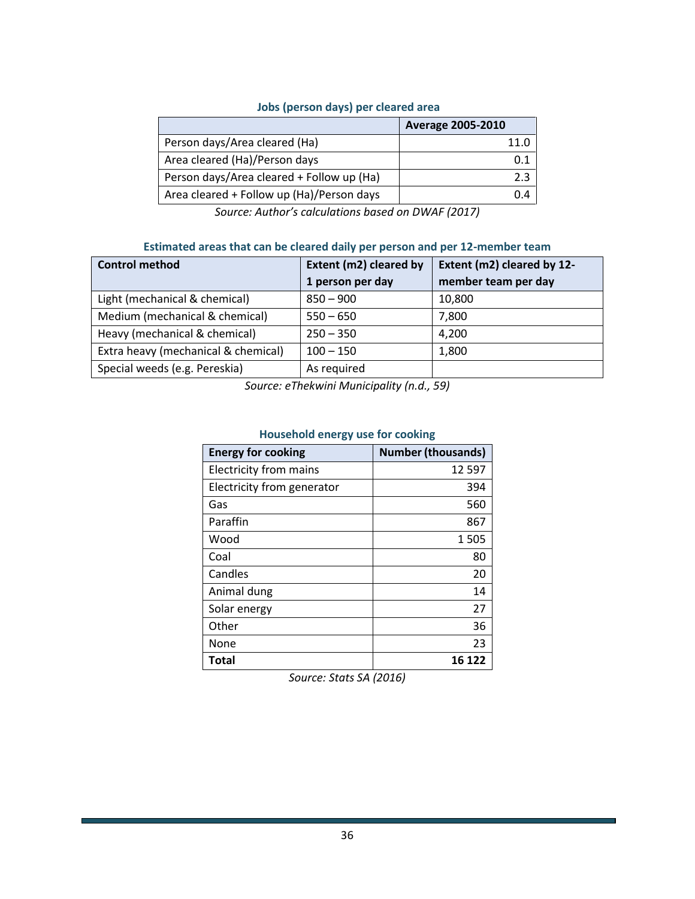**Jobs (person days) per cleared area**

| | Average 2005-2010 |
|---|---|
| Person days/Area cleared (Ha) | 11.0 |
| Area cleared (Ha)/Person days | 0.1 |
| Person days/Area cleared + Follow up (Ha) | 2.3 |
| Area cleared + Follow up (Ha)/Person days | 0.4 |

*Source: Author's calculations based on DWAF (2017)*

**Estimated areas that can be cleared daily per person and per 12-member team**

| Control method | Extent (m2) cleared by 1 person per day | Extent (m2) cleared by 12-member team per day |
|---|---|---|
| Light (mechanical & chemical) | 850 – 900 | 10,800 |
| Medium (mechanical & chemical) | 550 – 650 | 7,800 |
| Heavy (mechanical & chemical) | 250 – 350 | 4,200 |
| Extra heavy (mechanical & chemical) | 100 – 150 | 1,800 |
| Special weeds (e.g. Pereskia) | As required | |

*Source: eThekwini Municipality (n.d., 59)*

**Household energy use for cooking**

| Energy for cooking | Number (thousands) |
|---|---|
| Electricity from mains | 12 597 |
| Electricity from generator | 394 |
| Gas | 560 |
| Paraffin | 867 |
| Wood | 1 505 |
| Coal | 80 |
| Candles | 20 |
| Animal dung | 14 |
| Solar energy | 27 |
| Other | 36 |
| None | 23 |
| **Total** | **16 122** |

*Source: Stats SA (2016)*